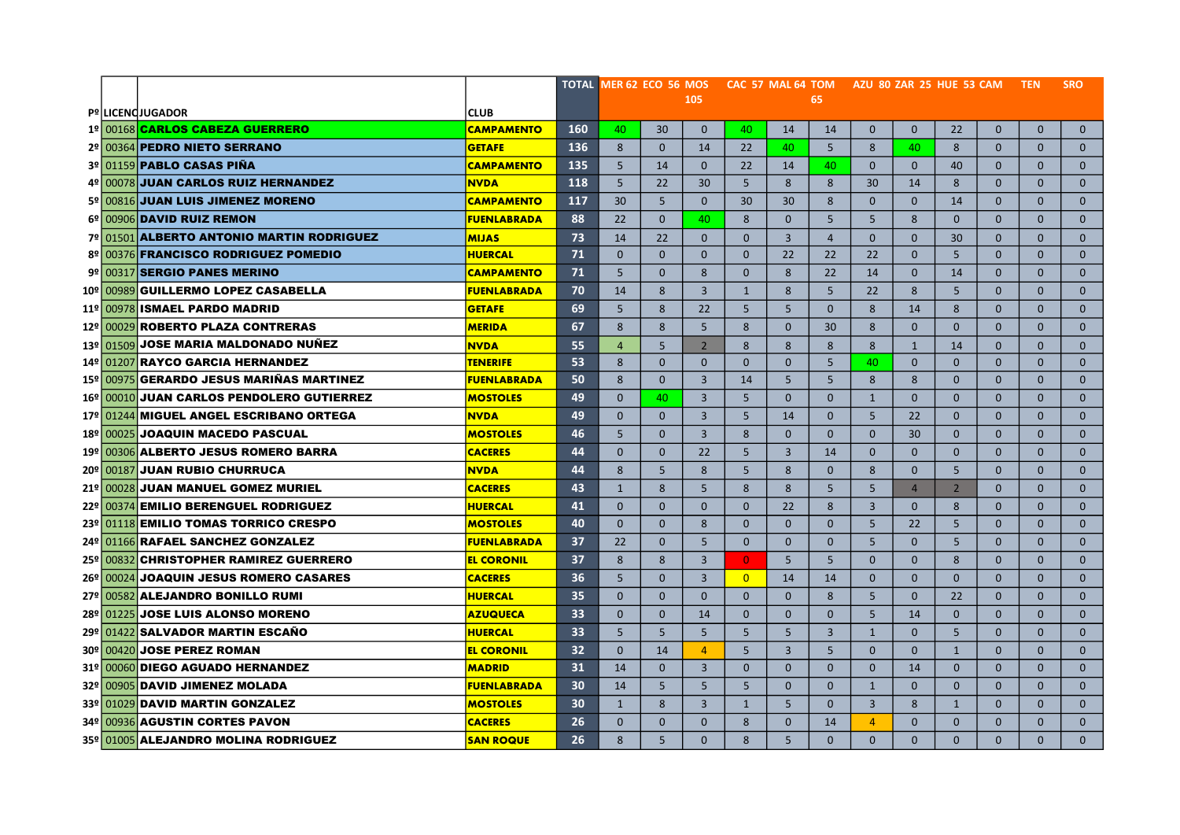| Pº | LICENC | JUGADOR | CLUB | TOTAL | MER 62 | ECO 56 | MOS 105 | CAC 57 | MAL 64 | TOM 65 | AZU 80 | ZAR 25 | HUE 53 | CAM | TEN | SRO |
|---|---|---|---|---|---|---|---|---|---|---|---|---|---|---|---|---|
| 1º | 00168 | CARLOS CABEZA GUERRERO | CAMPAMENTO | 160 | 40 | 30 | 0 | 40 | 14 | 14 | 0 | 0 | 22 | 0 | 0 | 0 |
| 2º | 00364 | PEDRO NIETO SERRANO | GETAFE | 136 | 8 | 0 | 14 | 22 | 40 | 5 | 8 | 40 | 8 | 0 | 0 | 0 |
| 3º | 01159 | PABLO CASAS PIÑA | CAMPAMENTO | 135 | 5 | 14 | 0 | 22 | 14 | 40 | 0 | 0 | 40 | 0 | 0 | 0 |
| 4º | 00078 | JUAN CARLOS RUIZ HERNANDEZ | NVDA | 118 | 5 | 22 | 30 | 5 | 8 | 8 | 30 | 14 | 8 | 0 | 0 | 0 |
| 5º | 00816 | JUAN LUIS JIMENEZ MORENO | CAMPAMENTO | 117 | 30 | 5 | 0 | 30 | 30 | 8 | 0 | 0 | 14 | 0 | 0 | 0 |
| 6º | 00906 | DAVID RUIZ REMON | FUENLABRADA | 88 | 22 | 0 | 40 | 8 | 0 | 5 | 5 | 8 | 0 | 0 | 0 | 0 |
| 7º | 01501 | ALBERTO ANTONIO MARTIN RODRIGUEZ | MIJAS | 73 | 14 | 22 | 0 | 0 | 3 | 4 | 0 | 0 | 30 | 0 | 0 | 0 |
| 8º | 00376 | FRANCISCO RODRIGUEZ POMEDIO | HUERCAL | 71 | 0 | 0 | 0 | 0 | 22 | 22 | 22 | 0 | 5 | 0 | 0 | 0 |
| 9º | 00317 | SERGIO PANES MERINO | CAMPAMENTO | 71 | 5 | 0 | 8 | 0 | 8 | 22 | 14 | 0 | 14 | 0 | 0 | 0 |
| 10º | 00989 | GUILLERMO LOPEZ CASABELLA | FUENLABRADA | 70 | 14 | 8 | 3 | 1 | 8 | 5 | 22 | 8 | 5 | 0 | 0 | 0 |
| 11º | 00978 | ISMAEL PARDO MADRID | GETAFE | 69 | 5 | 8 | 22 | 5 | 5 | 0 | 8 | 14 | 8 | 0 | 0 | 0 |
| 12º | 00029 | ROBERTO PLAZA CONTRERAS | MERIDA | 67 | 8 | 8 | 5 | 8 | 0 | 30 | 8 | 0 | 0 | 0 | 0 | 0 |
| 13º | 01509 | JOSE MARIA MALDONADO NUÑEZ | NVDA | 55 | 4 | 5 | 2 | 8 | 8 | 8 | 8 | 1 | 14 | 0 | 0 | 0 |
| 14º | 01207 | RAYCO GARCIA HERNANDEZ | TENERIFE | 53 | 8 | 0 | 0 | 0 | 0 | 5 | 40 | 0 | 0 | 0 | 0 | 0 |
| 15º | 00975 | GERARDO JESUS MARIÑAS MARTINEZ | FUENLABRADA | 50 | 8 | 0 | 3 | 14 | 5 | 5 | 8 | 8 | 0 | 0 | 0 | 0 |
| 16º | 00010 | JUAN CARLOS PENDOLERO GUTIERREZ | MOSTOLES | 49 | 0 | 40 | 3 | 5 | 0 | 0 | 1 | 0 | 0 | 0 | 0 | 0 |
| 17º | 01244 | MIGUEL ANGEL ESCRIBANO ORTEGA | NVDA | 49 | 0 | 0 | 3 | 5 | 14 | 0 | 5 | 22 | 0 | 0 | 0 | 0 |
| 18º | 00025 | JOAQUIN MACEDO PASCUAL | MOSTOLES | 46 | 5 | 0 | 3 | 8 | 0 | 0 | 0 | 30 | 0 | 0 | 0 | 0 |
| 19º | 00306 | ALBERTO JESUS ROMERO BARRA | CACERES | 44 | 0 | 0 | 22 | 5 | 3 | 14 | 0 | 0 | 0 | 0 | 0 | 0 |
| 20º | 00187 | JUAN RUBIO CHURRUCA | NVDA | 44 | 8 | 5 | 8 | 5 | 8 | 0 | 8 | 0 | 5 | 0 | 0 | 0 |
| 21º | 00028 | JUAN MANUEL GOMEZ MURIEL | CACERES | 43 | 1 | 8 | 5 | 8 | 8 | 5 | 5 | 4 | 2 | 0 | 0 | 0 |
| 22º | 00374 | EMILIO BERENGUEL RODRIGUEZ | HUERCAL | 41 | 0 | 0 | 0 | 0 | 22 | 8 | 3 | 0 | 8 | 0 | 0 | 0 |
| 23º | 01118 | EMILIO TOMAS TORRICO CRESPO | MOSTOLES | 40 | 0 | 0 | 8 | 0 | 0 | 0 | 5 | 22 | 5 | 0 | 0 | 0 |
| 24º | 01166 | RAFAEL SANCHEZ GONZALEZ | FUENLABRADA | 37 | 22 | 0 | 5 | 0 | 0 | 0 | 5 | 0 | 5 | 0 | 0 | 0 |
| 25º | 00832 | CHRISTOPHER RAMIREZ GUERRERO | EL CORONIL | 37 | 8 | 8 | 3 | 0 | 5 | 5 | 0 | 0 | 8 | 0 | 0 | 0 |
| 26º | 00024 | JOAQUIN JESUS ROMERO CASARES | CACERES | 36 | 5 | 0 | 3 | 0 | 14 | 14 | 0 | 0 | 0 | 0 | 0 | 0 |
| 27º | 00582 | ALEJANDRO BONILLO RUMI | HUERCAL | 35 | 0 | 0 | 0 | 0 | 0 | 8 | 5 | 0 | 22 | 0 | 0 | 0 |
| 28º | 01225 | JOSE LUIS ALONSO MORENO | AZUQUECA | 33 | 0 | 0 | 14 | 0 | 0 | 0 | 5 | 14 | 0 | 0 | 0 | 0 |
| 29º | 01422 | SALVADOR MARTIN ESCAÑO | HUERCAL | 33 | 5 | 5 | 5 | 5 | 5 | 3 | 1 | 0 | 5 | 0 | 0 | 0 |
| 30º | 00420 | JOSE PEREZ ROMAN | EL CORONIL | 32 | 0 | 14 | 4 | 5 | 3 | 5 | 0 | 0 | 1 | 0 | 0 | 0 |
| 31º | 00060 | DIEGO AGUADO HERNANDEZ | MADRID | 31 | 14 | 0 | 3 | 0 | 0 | 0 | 0 | 14 | 0 | 0 | 0 | 0 |
| 32º | 00905 | DAVID JIMENEZ MOLADA | FUENLABRADA | 30 | 14 | 5 | 5 | 5 | 0 | 0 | 1 | 0 | 0 | 0 | 0 | 0 |
| 33º | 01029 | DAVID MARTIN GONZALEZ | MOSTOLES | 30 | 1 | 8 | 3 | 1 | 5 | 0 | 3 | 8 | 1 | 0 | 0 | 0 |
| 34º | 00936 | AGUSTIN CORTES PAVON | CACERES | 26 | 0 | 0 | 0 | 8 | 0 | 14 | 4 | 0 | 0 | 0 | 0 | 0 |
| 35º | 01005 | ALEJANDRO MOLINA RODRIGUEZ | SAN ROQUE | 26 | 8 | 5 | 0 | 8 | 5 | 0 | 0 | 0 | 0 | 0 | 0 | 0 |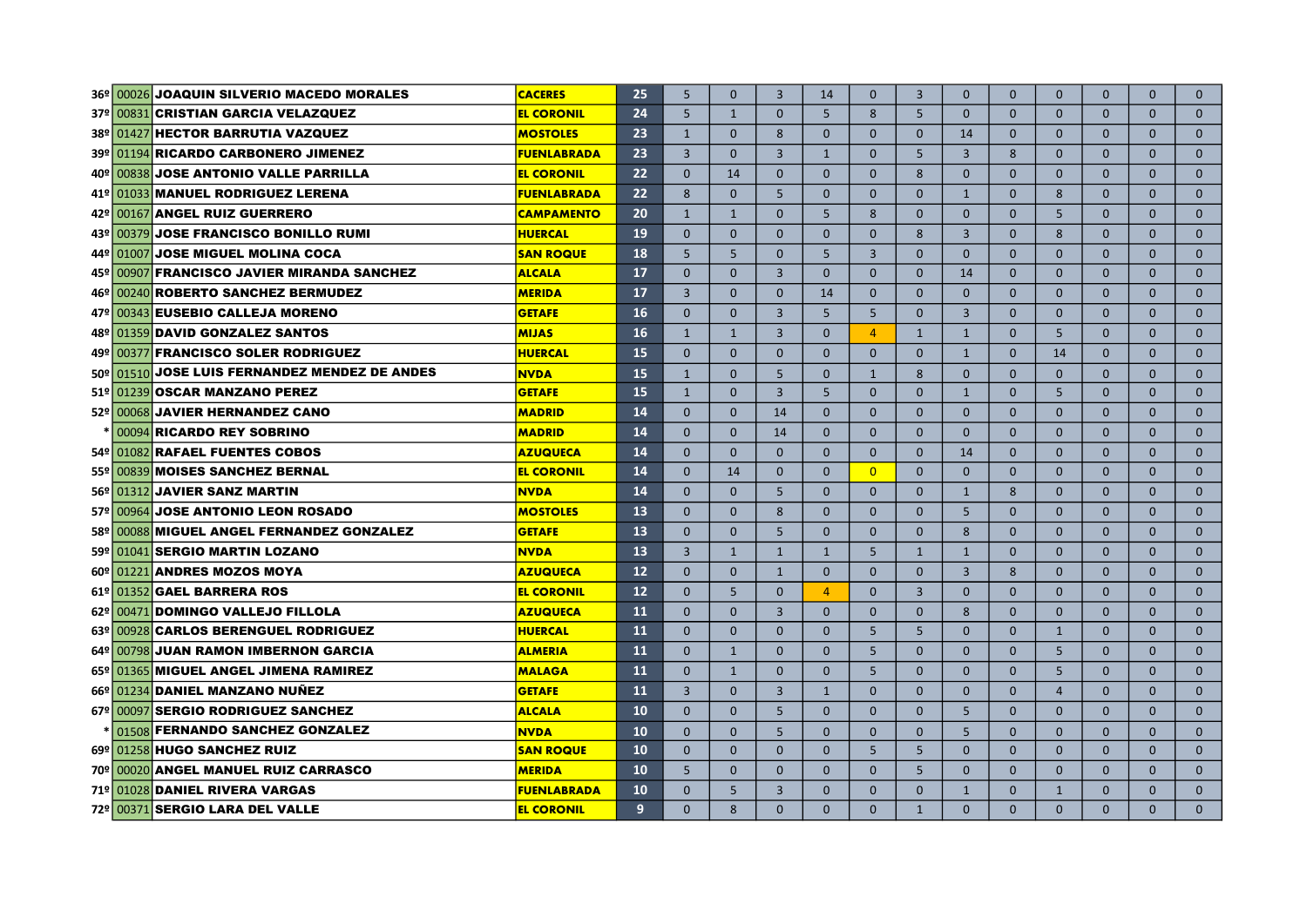| | | | | | | | | | | | | | | | | | |
|---|---|---|---|---|---|---|---|---|---|---|---|---|---|---|---|---|---|
| 36º | 00026 | **JOAQUIN SILVERIO MACEDO MORALES** | **CACERES** | **25** | 5 | 0 | 3 | 14 | 0 | 3 | 0 | 0 | 0 | 0 | 0 | 0 |
| 37º | 00831 | **CRISTIAN GARCIA VELAZQUEZ** | **EL CORONIL** | **24** | 5 | 1 | 0 | 5 | 8 | 5 | 0 | 0 | 0 | 0 | 0 | 0 |
| 38º | 01427 | **HECTOR BARRUTIA VAZQUEZ** | **MOSTOLES** | **23** | 1 | 0 | 8 | 0 | 0 | 0 | 14 | 0 | 0 | 0 | 0 | 0 |
| 39º | 01194 | **RICARDO CARBONERO JIMENEZ** | **FUENLABRADA** | **23** | 3 | 0 | 3 | 1 | 0 | 5 | 3 | 8 | 0 | 0 | 0 | 0 |
| 40º | 00838 | **JOSE ANTONIO VALLE PARRILLA** | **EL CORONIL** | **22** | 0 | 14 | 0 | 0 | 0 | 8 | 0 | 0 | 0 | 0 | 0 | 0 |
| 41º | 01033 | **MANUEL RODRIGUEZ LERENA** | **FUENLABRADA** | **22** | 8 | 0 | 5 | 0 | 0 | 0 | 1 | 0 | 8 | 0 | 0 | 0 |
| 42º | 00167 | **ANGEL RUIZ GUERRERO** | **CAMPAMENTO** | **20** | 1 | 1 | 0 | 5 | 8 | 0 | 0 | 0 | 5 | 0 | 0 | 0 |
| 43º | 00379 | **JOSE FRANCISCO BONILLO RUMI** | **HUERCAL** | **19** | 0 | 0 | 0 | 0 | 0 | 8 | 3 | 0 | 8 | 0 | 0 | 0 |
| 44º | 01007 | **JOSE MIGUEL MOLINA COCA** | **SAN ROQUE** | **18** | 5 | 5 | 0 | 5 | 3 | 0 | 0 | 0 | 0 | 0 | 0 | 0 |
| 45º | 00907 | **FRANCISCO JAVIER MIRANDA SANCHEZ** | **ALCALA** | **17** | 0 | 0 | 3 | 0 | 0 | 0 | 14 | 0 | 0 | 0 | 0 | 0 |
| 46º | 00240 | **ROBERTO SANCHEZ BERMUDEZ** | **MERIDA** | **17** | 3 | 0 | 0 | 14 | 0 | 0 | 0 | 0 | 0 | 0 | 0 | 0 |
| 47º | 00343 | **EUSEBIO CALLEJA MORENO** | **GETAFE** | **16** | 0 | 0 | 3 | 5 | 5 | 0 | 3 | 0 | 0 | 0 | 0 | 0 |
| 48º | 01359 | **DAVID GONZALEZ SANTOS** | **MIJAS** | **16** | 1 | 1 | 3 | 0 | 4 | 1 | 1 | 0 | 5 | 0 | 0 | 0 |
| 49º | 00377 | **FRANCISCO SOLER RODRIGUEZ** | **HUERCAL** | **15** | 0 | 0 | 0 | 0 | 0 | 0 | 1 | 0 | 14 | 0 | 0 | 0 |
| 50º | 01510 | **JOSE LUIS FERNANDEZ MENDEZ DE ANDES** | **NVDA** | **15** | 1 | 0 | 5 | 0 | 1 | 8 | 0 | 0 | 0 | 0 | 0 | 0 |
| 51º | 01239 | **OSCAR MANZANO PEREZ** | **GETAFE** | **15** | 1 | 0 | 3 | 5 | 0 | 0 | 1 | 0 | 5 | 0 | 0 | 0 |
| 52º | 00068 | **JAVIER HERNANDEZ CANO** | **MADRID** | **14** | 0 | 0 | 14 | 0 | 0 | 0 | 0 | 0 | 0 | 0 | 0 | 0 |
| * | 00094 | **RICARDO REY SOBRINO** | **MADRID** | **14** | 0 | 0 | 14 | 0 | 0 | 0 | 0 | 0 | 0 | 0 | 0 | 0 |
| 54º | 01082 | **RAFAEL FUENTES COBOS** | **AZUQUECA** | **14** | 0 | 0 | 0 | 0 | 0 | 0 | 14 | 0 | 0 | 0 | 0 | 0 |
| 55º | 00839 | **MOISES SANCHEZ BERNAL** | **EL CORONIL** | **14** | 0 | 14 | 0 | 0 | 0 | 0 | 0 | 0 | 0 | 0 | 0 | 0 |
| 56º | 01312 | **JAVIER SANZ MARTIN** | **NVDA** | **14** | 0 | 0 | 5 | 0 | 0 | 0 | 1 | 8 | 0 | 0 | 0 | 0 |
| 57º | 00964 | **JOSE ANTONIO LEON ROSADO** | **MOSTOLES** | **13** | 0 | 0 | 8 | 0 | 0 | 0 | 5 | 0 | 0 | 0 | 0 | 0 |
| 58º | 00088 | **MIGUEL ANGEL FERNANDEZ GONZALEZ** | **GETAFE** | **13** | 0 | 0 | 5 | 0 | 0 | 0 | 8 | 0 | 0 | 0 | 0 | 0 |
| 59º | 01041 | **SERGIO MARTIN LOZANO** | **NVDA** | **13** | 3 | 1 | 1 | 1 | 5 | 1 | 1 | 0 | 0 | 0 | 0 | 0 |
| 60º | 01221 | **ANDRES MOZOS MOYA** | **AZUQUECA** | **12** | 0 | 0 | 1 | 0 | 0 | 0 | 3 | 8 | 0 | 0 | 0 | 0 |
| 61º | 01352 | **GAEL BARRERA ROS** | **EL CORONIL** | **12** | 0 | 5 | 0 | 4 | 0 | 3 | 0 | 0 | 0 | 0 | 0 | 0 |
| 62º | 00471 | **DOMINGO VALLEJO FILLOLA** | **AZUQUECA** | **11** | 0 | 0 | 3 | 0 | 0 | 0 | 8 | 0 | 0 | 0 | 0 | 0 |
| 63º | 00928 | **CARLOS BERENGUEL RODRIGUEZ** | **HUERCAL** | **11** | 0 | 0 | 0 | 0 | 5 | 5 | 0 | 0 | 1 | 0 | 0 | 0 |
| 64º | 00798 | **JUAN RAMON IMBERNON GARCIA** | **ALMERIA** | **11** | 0 | 1 | 0 | 0 | 5 | 0 | 0 | 0 | 5 | 0 | 0 | 0 |
| 65º | 01365 | **MIGUEL ANGEL JIMENA RAMIREZ** | **MALAGA** | **11** | 0 | 1 | 0 | 0 | 5 | 0 | 0 | 0 | 5 | 0 | 0 | 0 |
| 66º | 01234 | **DANIEL MANZANO NUÑEZ** | **GETAFE** | **11** | 3 | 0 | 3 | 1 | 0 | 0 | 0 | 0 | 4 | 0 | 0 | 0 |
| 67º | 00097 | **SERGIO RODRIGUEZ SANCHEZ** | **ALCALA** | **10** | 0 | 0 | 5 | 0 | 0 | 0 | 5 | 0 | 0 | 0 | 0 | 0 |
| * | 01508 | **FERNANDO SANCHEZ GONZALEZ** | **NVDA** | **10** | 0 | 0 | 5 | 0 | 0 | 0 | 5 | 0 | 0 | 0 | 0 | 0 |
| 69º | 01258 | **HUGO SANCHEZ RUIZ** | **SAN ROQUE** | **10** | 0 | 0 | 0 | 0 | 5 | 5 | 0 | 0 | 0 | 0 | 0 | 0 |
| 70º | 00020 | **ANGEL MANUEL RUIZ CARRASCO** | **MERIDA** | **10** | 5 | 0 | 0 | 0 | 0 | 5 | 0 | 0 | 0 | 0 | 0 | 0 |
| 71º | 01028 | **DANIEL RIVERA VARGAS** | **FUENLABRADA** | **10** | 0 | 5 | 3 | 0 | 0 | 0 | 1 | 0 | 1 | 0 | 0 | 0 |
| 72º | 00371 | **SERGIO LARA DEL VALLE** | **EL CORONIL** | **9** | 0 | 8 | 0 | 0 | 0 | 1 | 0 | 0 | 0 | 0 | 0 | 0 |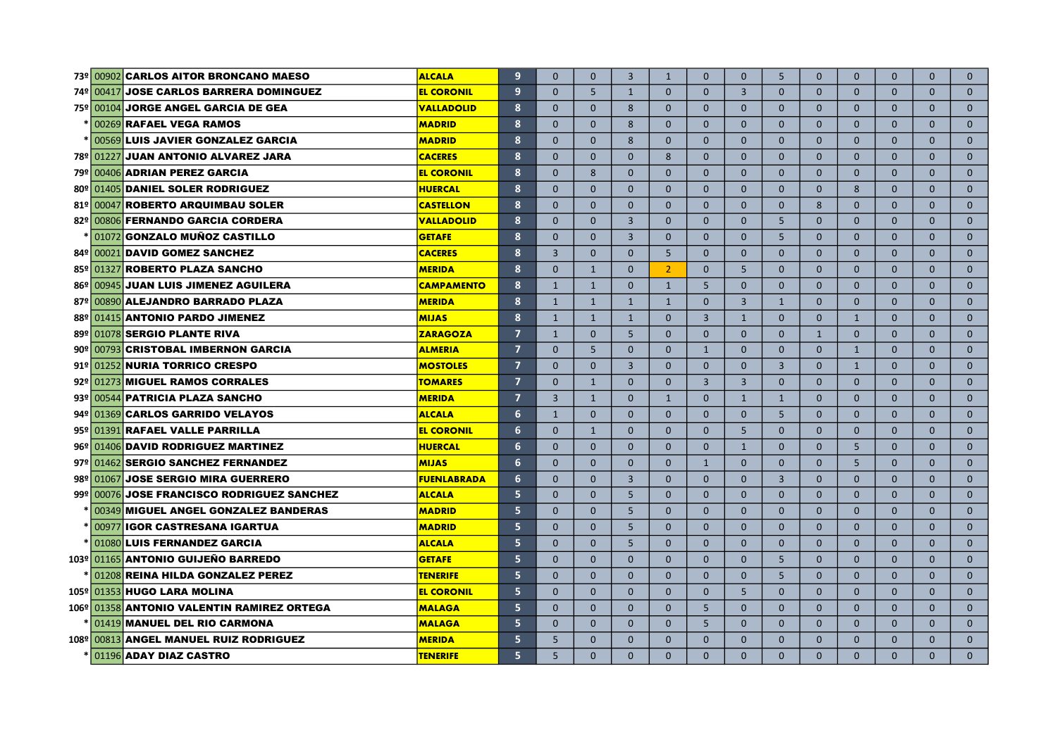| | | | | | | | | | | | | | | | | | |
|---|---|---|---|---|---|---|---|---|---|---|---|---|---|---|---|---|---|
| 73º | 00902 | **CARLOS AITOR BRONCANO MAESO** | **ALCALA** | 9 | 0 | 0 | 3 | 1 | 0 | 0 | 5 | 0 | 0 | 0 | 0 | 0 |
| 74º | 00417 | **JOSE CARLOS BARRERA DOMINGUEZ** | **EL CORONIL** | 9 | 0 | 5 | 1 | 0 | 0 | 3 | 0 | 0 | 0 | 0 | 0 | 0 |
| 75º | 00104 | **JORGE ANGEL GARCIA DE GEA** | **VALLADOLID** | 8 | 0 | 0 | 8 | 0 | 0 | 0 | 0 | 0 | 0 | 0 | 0 | 0 |
| * | 00269 | **RAFAEL VEGA RAMOS** | **MADRID** | 8 | 0 | 0 | 8 | 0 | 0 | 0 | 0 | 0 | 0 | 0 | 0 | 0 |
| * | 00569 | **LUIS JAVIER GONZALEZ GARCIA** | **MADRID** | 8 | 0 | 0 | 8 | 0 | 0 | 0 | 0 | 0 | 0 | 0 | 0 | 0 |
| 78º | 01227 | **JUAN ANTONIO ALVAREZ JARA** | **CACERES** | 8 | 0 | 0 | 0 | 8 | 0 | 0 | 0 | 0 | 0 | 0 | 0 | 0 |
| 79º | 00406 | **ADRIAN PEREZ GARCIA** | **EL CORONIL** | 8 | 0 | 8 | 0 | 0 | 0 | 0 | 0 | 0 | 0 | 0 | 0 | 0 |
| 80º | 01405 | **DANIEL SOLER RODRIGUEZ** | **HUERCAL** | 8 | 0 | 0 | 0 | 0 | 0 | 0 | 0 | 0 | 8 | 0 | 0 | 0 |
| 81º | 00047 | **ROBERTO ARQUIMBAU SOLER** | **CASTELLON** | 8 | 0 | 0 | 0 | 0 | 0 | 0 | 0 | 8 | 0 | 0 | 0 | 0 |
| 82º | 00806 | **FERNANDO GARCIA CORDERA** | **VALLADOLID** | 8 | 0 | 0 | 3 | 0 | 0 | 0 | 5 | 0 | 0 | 0 | 0 | 0 |
| * | 01072 | **GONZALO MUÑOZ CASTILLO** | **GETAFE** | 8 | 0 | 0 | 3 | 0 | 0 | 0 | 5 | 0 | 0 | 0 | 0 | 0 |
| 84º | 00021 | **DAVID GOMEZ SANCHEZ** | **CACERES** | 8 | 3 | 0 | 0 | 5 | 0 | 0 | 0 | 0 | 0 | 0 | 0 | 0 |
| 85º | 01327 | **ROBERTO PLAZA SANCHO** | **MERIDA** | 8 | 0 | 1 | 0 | 2 | 0 | 5 | 0 | 0 | 0 | 0 | 0 | 0 |
| 86º | 00945 | **JUAN LUIS JIMENEZ AGUILERA** | **CAMPAMENTO** | 8 | 1 | 1 | 0 | 1 | 5 | 0 | 0 | 0 | 0 | 0 | 0 | 0 |
| 87º | 00890 | **ALEJANDRO BARRADO PLAZA** | **MERIDA** | 8 | 1 | 1 | 1 | 1 | 0 | 3 | 1 | 0 | 0 | 0 | 0 | 0 |
| 88º | 01415 | **ANTONIO PARDO JIMENEZ** | **MIJAS** | 8 | 1 | 1 | 1 | 0 | 3 | 1 | 0 | 0 | 1 | 0 | 0 | 0 |
| 89º | 01078 | **SERGIO PLANTE RIVA** | **ZARAGOZA** | 7 | 1 | 0 | 5 | 0 | 0 | 0 | 0 | 1 | 0 | 0 | 0 | 0 |
| 90º | 00793 | **CRISTOBAL IMBERNON GARCIA** | **ALMERIA** | 7 | 0 | 5 | 0 | 0 | 1 | 0 | 0 | 0 | 1 | 0 | 0 | 0 |
| 91º | 01252 | **NURIA TORRICO CRESPO** | **MOSTOLES** | 7 | 0 | 0 | 3 | 0 | 0 | 0 | 3 | 0 | 1 | 0 | 0 | 0 |
| 92º | 01273 | **MIGUEL RAMOS CORRALES** | **TOMARES** | 7 | 0 | 1 | 0 | 0 | 3 | 3 | 0 | 0 | 0 | 0 | 0 | 0 |
| 93º | 00544 | **PATRICIA PLAZA SANCHO** | **MERIDA** | 7 | 3 | 1 | 0 | 1 | 0 | 1 | 1 | 0 | 0 | 0 | 0 | 0 |
| 94º | 01369 | **CARLOS GARRIDO VELAYOS** | **ALCALA** | 6 | 1 | 0 | 0 | 0 | 0 | 0 | 5 | 0 | 0 | 0 | 0 | 0 |
| 95º | 01391 | **RAFAEL VALLE PARRILLA** | **EL CORONIL** | 6 | 0 | 1 | 0 | 0 | 0 | 5 | 0 | 0 | 0 | 0 | 0 | 0 |
| 96º | 01406 | **DAVID RODRIGUEZ MARTINEZ** | **HUERCAL** | 6 | 0 | 0 | 0 | 0 | 0 | 1 | 0 | 0 | 5 | 0 | 0 | 0 |
| 97º | 01462 | **SERGIO SANCHEZ FERNANDEZ** | **MIJAS** | 6 | 0 | 0 | 0 | 0 | 1 | 0 | 0 | 0 | 5 | 0 | 0 | 0 |
| 98º | 01067 | **JOSE SERGIO MIRA GUERRERO** | **FUENLABRADA** | 6 | 0 | 0 | 3 | 0 | 0 | 0 | 3 | 0 | 0 | 0 | 0 | 0 |
| 99º | 00076 | **JOSE FRANCISCO RODRIGUEZ SANCHEZ** | **ALCALA** | 5 | 0 | 0 | 5 | 0 | 0 | 0 | 0 | 0 | 0 | 0 | 0 | 0 |
| * | 00349 | **MIGUEL ANGEL GONZALEZ BANDERAS** | **MADRID** | 5 | 0 | 0 | 5 | 0 | 0 | 0 | 0 | 0 | 0 | 0 | 0 | 0 |
| * | 00977 | **IGOR CASTRESANA IGARTUA** | **MADRID** | 5 | 0 | 0 | 5 | 0 | 0 | 0 | 0 | 0 | 0 | 0 | 0 | 0 |
| * | 01080 | **LUIS FERNANDEZ GARCIA** | **ALCALA** | 5 | 0 | 0 | 5 | 0 | 0 | 0 | 0 | 0 | 0 | 0 | 0 | 0 |
| 103º | 01165 | **ANTONIO GUIJEÑO BARREDO** | **GETAFE** | 5 | 0 | 0 | 0 | 0 | 0 | 0 | 5 | 0 | 0 | 0 | 0 | 0 |
| * | 01208 | **REINA HILDA GONZALEZ PEREZ** | **TENERIFE** | 5 | 0 | 0 | 0 | 0 | 0 | 0 | 5 | 0 | 0 | 0 | 0 | 0 |
| 105º | 01353 | **HUGO LARA MOLINA** | **EL CORONIL** | 5 | 0 | 0 | 0 | 0 | 0 | 5 | 0 | 0 | 0 | 0 | 0 | 0 |
| 106º | 01358 | **ANTONIO VALENTIN RAMIREZ ORTEGA** | **MALAGA** | 5 | 0 | 0 | 0 | 0 | 5 | 0 | 0 | 0 | 0 | 0 | 0 | 0 |
| * | 01419 | **MANUEL DEL RIO CARMONA** | **MALAGA** | 5 | 0 | 0 | 0 | 0 | 5 | 0 | 0 | 0 | 0 | 0 | 0 | 0 |
| 108º | 00813 | **ANGEL MANUEL RUIZ RODRIGUEZ** | **MERIDA** | 5 | 5 | 0 | 0 | 0 | 0 | 0 | 0 | 0 | 0 | 0 | 0 | 0 |
| * | 01196 | **ADAY DIAZ CASTRO** | **TENERIFE** | 5 | 5 | 0 | 0 | 0 | 0 | 0 | 0 | 0 | 0 | 0 | 0 | 0 |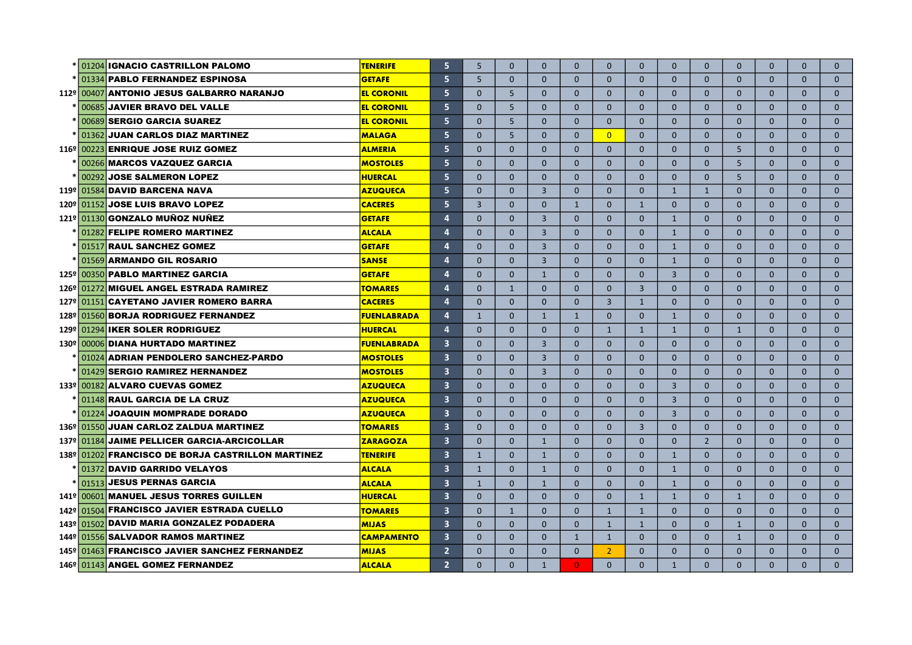|  |  |  |  |  |  |  |  |  |  |  |  |  |  |  |  |  |  |
|---|---|---|---|---|---|---|---|---|---|---|---|---|---|---|---|---|---|
| * | 01204 | **IGNACIO CASTRILLON PALOMO** | **TENERIFE** | 5 | 5 | 0 | 0 | 0 | 0 | 0 | 0 | 0 | 0 | 0 | 0 | 0 |
| * | 01334 | **PABLO FERNANDEZ ESPINOSA** | **GETAFE** | 5 | 5 | 0 | 0 | 0 | 0 | 0 | 0 | 0 | 0 | 0 | 0 | 0 |
| 112º | 00407 | **ANTONIO JESUS GALBARRO NARANJO** | **EL CORONIL** | 5 | 0 | 5 | 0 | 0 | 0 | 0 | 0 | 0 | 0 | 0 | 0 | 0 |
| * | 00685 | **JAVIER BRAVO DEL VALLE** | **EL CORONIL** | 5 | 0 | 5 | 0 | 0 | 0 | 0 | 0 | 0 | 0 | 0 | 0 | 0 |
| * | 00689 | **SERGIO GARCIA SUAREZ** | **EL CORONIL** | 5 | 0 | 5 | 0 | 0 | 0 | 0 | 0 | 0 | 0 | 0 | 0 | 0 |
| * | 01362 | **JUAN CARLOS DIAZ MARTINEZ** | **MALAGA** | 5 | 0 | 5 | 0 | 0 | 0 | 0 | 0 | 0 | 0 | 0 | 0 | 0 |
| 116º | 00223 | **ENRIQUE JOSE RUIZ GOMEZ** | **ALMERIA** | 5 | 0 | 0 | 0 | 0 | 0 | 0 | 0 | 0 | 5 | 0 | 0 | 0 |
| * | 00266 | **MARCOS VAZQUEZ GARCIA** | **MOSTOLES** | 5 | 0 | 0 | 0 | 0 | 0 | 0 | 0 | 0 | 5 | 0 | 0 | 0 |
| * | 00292 | **JOSE SALMERON LOPEZ** | **HUERCAL** | 5 | 0 | 0 | 0 | 0 | 0 | 0 | 0 | 0 | 5 | 0 | 0 | 0 |
| 119º | 01584 | **DAVID BARCENA NAVA** | **AZUQUECA** | 5 | 0 | 0 | 3 | 0 | 0 | 0 | 1 | 1 | 0 | 0 | 0 | 0 |
| 120º | 01152 | **JOSE LUIS BRAVO LOPEZ** | **CACERES** | 5 | 3 | 0 | 0 | 1 | 0 | 1 | 0 | 0 | 0 | 0 | 0 | 0 |
| 121º | 01130 | **GONZALO MUÑOZ NUÑEZ** | **GETAFE** | 4 | 0 | 0 | 3 | 0 | 0 | 0 | 1 | 0 | 0 | 0 | 0 | 0 |
| * | 01282 | **FELIPE ROMERO MARTINEZ** | **ALCALA** | 4 | 0 | 0 | 3 | 0 | 0 | 0 | 1 | 0 | 0 | 0 | 0 | 0 |
| * | 01517 | **RAUL SANCHEZ GOMEZ** | **GETAFE** | 4 | 0 | 0 | 3 | 0 | 0 | 0 | 1 | 0 | 0 | 0 | 0 | 0 |
| * | 01569 | **ARMANDO GIL ROSARIO** | **SANSE** | 4 | 0 | 0 | 3 | 0 | 0 | 0 | 1 | 0 | 0 | 0 | 0 | 0 |
| 125º | 00350 | **PABLO MARTINEZ GARCIA** | **GETAFE** | 4 | 0 | 0 | 1 | 0 | 0 | 0 | 3 | 0 | 0 | 0 | 0 | 0 |
| 126º | 01272 | **MIGUEL ANGEL ESTRADA RAMIREZ** | **TOMARES** | 4 | 0 | 1 | 0 | 0 | 0 | 3 | 0 | 0 | 0 | 0 | 0 | 0 |
| 127º | 01151 | **CAYETANO JAVIER ROMERO BARRA** | **CACERES** | 4 | 0 | 0 | 0 | 0 | 3 | 1 | 0 | 0 | 0 | 0 | 0 | 0 |
| 128º | 01560 | **BORJA RODRIGUEZ FERNANDEZ** | **FUENLABRADA** | 4 | 1 | 0 | 1 | 1 | 0 | 0 | 1 | 0 | 0 | 0 | 0 | 0 |
| 129º | 01294 | **IKER SOLER RODRIGUEZ** | **HUERCAL** | 4 | 0 | 0 | 0 | 0 | 1 | 1 | 1 | 0 | 1 | 0 | 0 | 0 |
| 130º | 00006 | **DIANA HURTADO MARTINEZ** | **FUENLABRADA** | 3 | 0 | 0 | 3 | 0 | 0 | 0 | 0 | 0 | 0 | 0 | 0 | 0 |
| * | 01024 | **ADRIAN PENDOLERO SANCHEZ-PARDO** | **MOSTOLES** | 3 | 0 | 0 | 3 | 0 | 0 | 0 | 0 | 0 | 0 | 0 | 0 | 0 |
| * | 01429 | **SERGIO RAMIREZ HERNANDEZ** | **MOSTOLES** | 3 | 0 | 0 | 3 | 0 | 0 | 0 | 0 | 0 | 0 | 0 | 0 | 0 |
| 133º | 00182 | **ALVARO CUEVAS GOMEZ** | **AZUQUECA** | 3 | 0 | 0 | 0 | 0 | 0 | 0 | 3 | 0 | 0 | 0 | 0 | 0 |
| * | 01148 | **RAUL GARCIA DE LA CRUZ** | **AZUQUECA** | 3 | 0 | 0 | 0 | 0 | 0 | 0 | 3 | 0 | 0 | 0 | 0 | 0 |
| * | 01224 | **JOAQUIN MOMPRADE DORADO** | **AZUQUECA** | 3 | 0 | 0 | 0 | 0 | 0 | 0 | 3 | 0 | 0 | 0 | 0 | 0 |
| 136º | 01550 | **JUAN CARLOZ ZALDUA MARTINEZ** | **TOMARES** | 3 | 0 | 0 | 0 | 0 | 0 | 3 | 0 | 0 | 0 | 0 | 0 | 0 |
| 137º | 01184 | **JAIME PELLICER GARCIA-ARCICOLLAR** | **ZARAGOZA** | 3 | 0 | 0 | 1 | 0 | 0 | 0 | 0 | 2 | 0 | 0 | 0 | 0 |
| 138º | 01202 | **FRANCISCO DE BORJA CASTRILLON MARTINEZ** | **TENERIFE** | 3 | 1 | 0 | 1 | 0 | 0 | 0 | 1 | 0 | 0 | 0 | 0 | 0 |
| * | 01372 | **DAVID GARRIDO VELAYOS** | **ALCALA** | 3 | 1 | 0 | 1 | 0 | 0 | 0 | 1 | 0 | 0 | 0 | 0 | 0 |
| * | 01513 | **JESUS PERNAS GARCIA** | **ALCALA** | 3 | 1 | 0 | 1 | 0 | 0 | 0 | 1 | 0 | 0 | 0 | 0 | 0 |
| 141º | 00601 | **MANUEL JESUS TORRES GUILLEN** | **HUERCAL** | 3 | 0 | 0 | 0 | 0 | 0 | 1 | 1 | 0 | 1 | 0 | 0 | 0 |
| 142º | 01504 | **FRANCISCO JAVIER ESTRADA CUELLO** | **TOMARES** | 3 | 0 | 1 | 0 | 0 | 1 | 1 | 0 | 0 | 0 | 0 | 0 | 0 |
| 143º | 01502 | **DAVID MARIA GONZALEZ PODADERA** | **MIJAS** | 3 | 0 | 0 | 0 | 0 | 1 | 1 | 0 | 0 | 1 | 0 | 0 | 0 |
| 144º | 01556 | **SALVADOR RAMOS MARTINEZ** | **CAMPAMENTO** | 3 | 0 | 0 | 0 | 1 | 1 | 0 | 0 | 0 | 1 | 0 | 0 | 0 |
| 145º | 01463 | **FRANCISCO JAVIER SANCHEZ FERNANDEZ** | **MIJAS** | 2 | 0 | 0 | 0 | 0 | 2 | 0 | 0 | 0 | 0 | 0 | 0 | 0 |
| 146º | 01143 | **ANGEL GOMEZ FERNANDEZ** | **ALCALA** | 2 | 0 | 0 | 1 | 0 | 0 | 0 | 1 | 0 | 0 | 0 | 0 | 0 |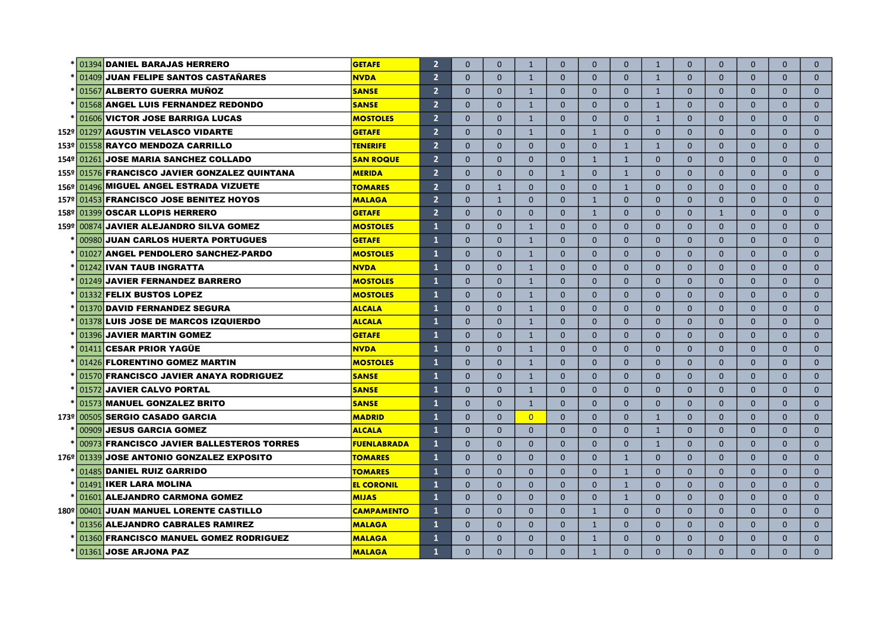| | | | | | | | | | | | | | | | | | |
|---|---|---|---|---|---|---|---|---|---|---|---|---|---|---|---|---|---|
| * | 01394 | **DANIEL BARAJAS HERRERO** | **GETAFE** | 2 | 0 | 0 | 1 | 0 | 0 | 0 | 1 | 0 | 0 | 0 | 0 | 0 |
| * | 01409 | **JUAN FELIPE SANTOS CASTAÑARES** | **NVDA** | 2 | 0 | 0 | 1 | 0 | 0 | 0 | 1 | 0 | 0 | 0 | 0 | 0 |
| * | 01567 | **ALBERTO GUERRA MUÑOZ** | **SANSE** | 2 | 0 | 0 | 1 | 0 | 0 | 0 | 1 | 0 | 0 | 0 | 0 | 0 |
| * | 01568 | **ANGEL LUIS FERNANDEZ REDONDO** | **SANSE** | 2 | 0 | 0 | 1 | 0 | 0 | 0 | 1 | 0 | 0 | 0 | 0 | 0 |
| * | 01606 | **VICTOR JOSE BARRIGA LUCAS** | **MOSTOLES** | 2 | 0 | 0 | 1 | 0 | 0 | 0 | 1 | 0 | 0 | 0 | 0 | 0 |
| 152º | 01297 | **AGUSTIN VELASCO VIDARTE** | **GETAFE** | 2 | 0 | 0 | 1 | 0 | 1 | 0 | 0 | 0 | 0 | 0 | 0 | 0 |
| 153º | 01558 | **RAYCO MENDOZA CARRILLO** | **TENERIFE** | 2 | 0 | 0 | 0 | 0 | 0 | 1 | 1 | 0 | 0 | 0 | 0 | 0 |
| 154º | 01261 | **JOSE MARIA SANCHEZ COLLADO** | **SAN ROQUE** | 2 | 0 | 0 | 0 | 0 | 1 | 1 | 0 | 0 | 0 | 0 | 0 | 0 |
| 155º | 01576 | **FRANCISCO JAVIER GONZALEZ QUINTANA** | **MERIDA** | 2 | 0 | 0 | 0 | 1 | 0 | 1 | 0 | 0 | 0 | 0 | 0 | 0 |
| 156º | 01496 | **MIGUEL ANGEL ESTRADA VIZUETE** | **TOMARES** | 2 | 0 | 1 | 0 | 0 | 0 | 1 | 0 | 0 | 0 | 0 | 0 | 0 |
| 157º | 01453 | **FRANCISCO JOSE BENITEZ HOYOS** | **MALAGA** | 2 | 0 | 1 | 0 | 0 | 1 | 0 | 0 | 0 | 0 | 0 | 0 | 0 |
| 158º | 01399 | **OSCAR LLOPIS HERRERO** | **GETAFE** | 2 | 0 | 0 | 0 | 0 | 1 | 0 | 0 | 0 | 1 | 0 | 0 | 0 |
| 159º | 00874 | **JAVIER ALEJANDRO SILVA GOMEZ** | **MOSTOLES** | 1 | 0 | 0 | 1 | 0 | 0 | 0 | 0 | 0 | 0 | 0 | 0 | 0 |
| * | 00980 | **JUAN CARLOS HUERTA PORTUGUES** | **GETAFE** | 1 | 0 | 0 | 1 | 0 | 0 | 0 | 0 | 0 | 0 | 0 | 0 | 0 |
| * | 01027 | **ANGEL PENDOLERO SANCHEZ-PARDO** | **MOSTOLES** | 1 | 0 | 0 | 1 | 0 | 0 | 0 | 0 | 0 | 0 | 0 | 0 | 0 |
| * | 01242 | **IVAN TAUB INGRATTA** | **NVDA** | 1 | 0 | 0 | 1 | 0 | 0 | 0 | 0 | 0 | 0 | 0 | 0 | 0 |
| * | 01249 | **JAVIER FERNANDEZ BARRERO** | **MOSTOLES** | 1 | 0 | 0 | 1 | 0 | 0 | 0 | 0 | 0 | 0 | 0 | 0 | 0 |
| * | 01332 | **FELIX BUSTOS LOPEZ** | **MOSTOLES** | 1 | 0 | 0 | 1 | 0 | 0 | 0 | 0 | 0 | 0 | 0 | 0 | 0 |
| * | 01370 | **DAVID FERNANDEZ SEGURA** | **ALCALA** | 1 | 0 | 0 | 1 | 0 | 0 | 0 | 0 | 0 | 0 | 0 | 0 | 0 |
| * | 01378 | **LUIS JOSE DE MARCOS IZQUIERDO** | **ALCALA** | 1 | 0 | 0 | 1 | 0 | 0 | 0 | 0 | 0 | 0 | 0 | 0 | 0 |
| * | 01396 | **JAVIER MARTIN GOMEZ** | **GETAFE** | 1 | 0 | 0 | 1 | 0 | 0 | 0 | 0 | 0 | 0 | 0 | 0 | 0 |
| * | 01411 | **CESAR PRIOR YAGÜE** | **NVDA** | 1 | 0 | 0 | 1 | 0 | 0 | 0 | 0 | 0 | 0 | 0 | 0 | 0 |
| * | 01426 | **FLORENTINO GOMEZ MARTIN** | **MOSTOLES** | 1 | 0 | 0 | 1 | 0 | 0 | 0 | 0 | 0 | 0 | 0 | 0 | 0 |
| * | 01570 | **FRANCISCO JAVIER ANAYA RODRIGUEZ** | **SANSE** | 1 | 0 | 0 | 1 | 0 | 0 | 0 | 0 | 0 | 0 | 0 | 0 | 0 |
| * | 01572 | **JAVIER CALVO PORTAL** | **SANSE** | 1 | 0 | 0 | 1 | 0 | 0 | 0 | 0 | 0 | 0 | 0 | 0 | 0 |
| * | 01573 | **MANUEL GONZALEZ BRITO** | **SANSE** | 1 | 0 | 0 | 1 | 0 | 0 | 0 | 0 | 0 | 0 | 0 | 0 | 0 |
| 173º | 00505 | **SERGIO CASADO GARCIA** | **MADRID** | 1 | 0 | 0 | 0 | 0 | 0 | 0 | 1 | 0 | 0 | 0 | 0 | 0 |
| * | 00909 | **JESUS GARCIA GOMEZ** | **ALCALA** | 1 | 0 | 0 | 0 | 0 | 0 | 0 | 1 | 0 | 0 | 0 | 0 | 0 |
| * | 00973 | **FRANCISCO JAVIER BALLESTEROS TORRES** | **FUENLABRADA** | 1 | 0 | 0 | 0 | 0 | 0 | 0 | 1 | 0 | 0 | 0 | 0 | 0 |
| 176º | 01339 | **JOSE ANTONIO GONZALEZ EXPOSITO** | **TOMARES** | 1 | 0 | 0 | 0 | 0 | 0 | 1 | 0 | 0 | 0 | 0 | 0 | 0 |
| * | 01485 | **DANIEL RUIZ GARRIDO** | **TOMARES** | 1 | 0 | 0 | 0 | 0 | 0 | 1 | 0 | 0 | 0 | 0 | 0 | 0 |
| * | 01491 | **IKER LARA MOLINA** | **EL CORONIL** | 1 | 0 | 0 | 0 | 0 | 0 | 1 | 0 | 0 | 0 | 0 | 0 | 0 |
| * | 01601 | **ALEJANDRO CARMONA GOMEZ** | **MIJAS** | 1 | 0 | 0 | 0 | 0 | 0 | 1 | 0 | 0 | 0 | 0 | 0 | 0 |
| 180º | 00401 | **JUAN MANUEL LORENTE CASTILLO** | **CAMPAMENTO** | 1 | 0 | 0 | 0 | 0 | 1 | 0 | 0 | 0 | 0 | 0 | 0 | 0 |
| * | 01356 | **ALEJANDRO CABRALES RAMIREZ** | **MALAGA** | 1 | 0 | 0 | 0 | 0 | 1 | 0 | 0 | 0 | 0 | 0 | 0 | 0 |
| * | 01360 | **FRANCISCO MANUEL GOMEZ RODRIGUEZ** | **MALAGA** | 1 | 0 | 0 | 0 | 0 | 1 | 0 | 0 | 0 | 0 | 0 | 0 | 0 |
| * | 01361 | **JOSE ARJONA PAZ** | **MALAGA** | 1 | 0 | 0 | 0 | 0 | 1 | 0 | 0 | 0 | 0 | 0 | 0 | 0 |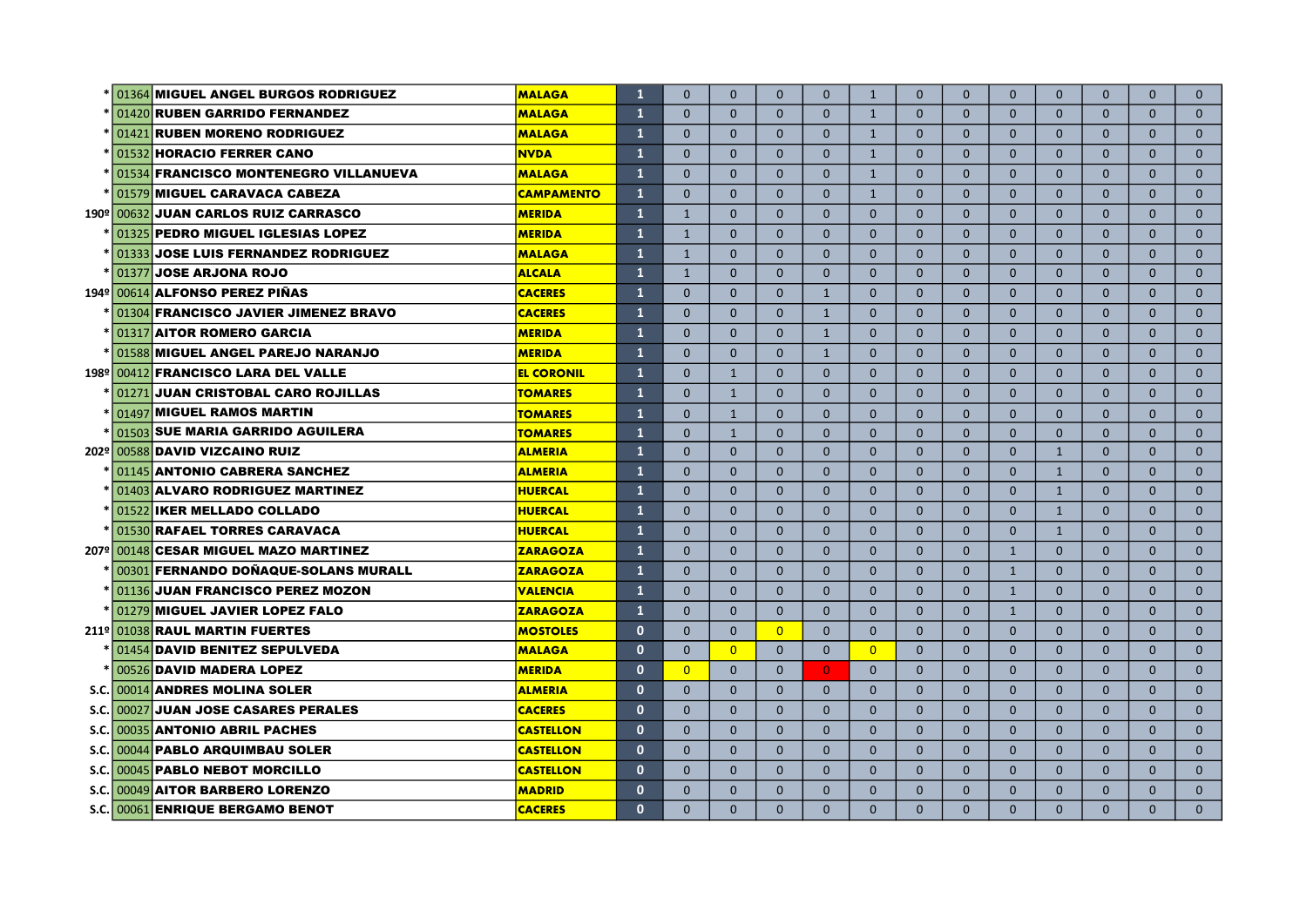| | | | | | | | | | | | | | | | | |
|---|---|---|---|---|---|---|---|---|---|---|---|---|---|---|---|---|
| * | 01364 | MIGUEL ANGEL BURGOS RODRIGUEZ | MALAGA | 1 | 0 | 0 | 0 | 0 | 1 | 0 | 0 | 0 | 0 | 0 | 0 | 0 |
| * | 01420 | RUBEN GARRIDO FERNANDEZ | MALAGA | 1 | 0 | 0 | 0 | 0 | 1 | 0 | 0 | 0 | 0 | 0 | 0 | 0 |
| * | 01421 | RUBEN MORENO RODRIGUEZ | MALAGA | 1 | 0 | 0 | 0 | 0 | 1 | 0 | 0 | 0 | 0 | 0 | 0 | 0 |
| * | 01532 | HORACIO FERRER CANO | NVDA | 1 | 0 | 0 | 0 | 0 | 1 | 0 | 0 | 0 | 0 | 0 | 0 | 0 |
| * | 01534 | FRANCISCO MONTENEGRO VILLANUEVA | MALAGA | 1 | 0 | 0 | 0 | 0 | 1 | 0 | 0 | 0 | 0 | 0 | 0 | 0 |
| * | 01579 | MIGUEL CARAVACA CABEZA | CAMPAMENTO | 1 | 0 | 0 | 0 | 0 | 1 | 0 | 0 | 0 | 0 | 0 | 0 | 0 |
| 190º | 00632 | JUAN CARLOS RUIZ CARRASCO | MERIDA | 1 | 1 | 0 | 0 | 0 | 0 | 0 | 0 | 0 | 0 | 0 | 0 | 0 |
| * | 01325 | PEDRO MIGUEL IGLESIAS LOPEZ | MERIDA | 1 | 1 | 0 | 0 | 0 | 0 | 0 | 0 | 0 | 0 | 0 | 0 | 0 |
| * | 01333 | JOSE LUIS FERNANDEZ RODRIGUEZ | MALAGA | 1 | 1 | 0 | 0 | 0 | 0 | 0 | 0 | 0 | 0 | 0 | 0 | 0 |
| * | 01377 | JOSE ARJONA ROJO | ALCALA | 1 | 1 | 0 | 0 | 0 | 0 | 0 | 0 | 0 | 0 | 0 | 0 | 0 |
| 194º | 00614 | ALFONSO PEREZ PIÑAS | CACERES | 1 | 0 | 0 | 0 | 1 | 0 | 0 | 0 | 0 | 0 | 0 | 0 | 0 |
| * | 01304 | FRANCISCO JAVIER JIMENEZ BRAVO | CACERES | 1 | 0 | 0 | 0 | 1 | 0 | 0 | 0 | 0 | 0 | 0 | 0 | 0 |
| * | 01317 | AITOR ROMERO GARCIA | MERIDA | 1 | 0 | 0 | 0 | 1 | 0 | 0 | 0 | 0 | 0 | 0 | 0 | 0 |
| * | 01588 | MIGUEL ANGEL PAREJO NARANJO | MERIDA | 1 | 0 | 0 | 0 | 1 | 0 | 0 | 0 | 0 | 0 | 0 | 0 | 0 |
| 198º | 00412 | FRANCISCO LARA DEL VALLE | EL CORONIL | 1 | 0 | 1 | 0 | 0 | 0 | 0 | 0 | 0 | 0 | 0 | 0 | 0 |
| * | 01271 | JUAN CRISTOBAL CARO ROJILLAS | TOMARES | 1 | 0 | 1 | 0 | 0 | 0 | 0 | 0 | 0 | 0 | 0 | 0 | 0 |
| * | 01497 | MIGUEL RAMOS MARTIN | TOMARES | 1 | 0 | 1 | 0 | 0 | 0 | 0 | 0 | 0 | 0 | 0 | 0 | 0 |
| * | 01503 | SUE MARIA GARRIDO AGUILERA | TOMARES | 1 | 0 | 1 | 0 | 0 | 0 | 0 | 0 | 0 | 0 | 0 | 0 | 0 |
| 202º | 00588 | DAVID VIZCAINO RUIZ | ALMERIA | 1 | 0 | 0 | 0 | 0 | 0 | 0 | 0 | 0 | 1 | 0 | 0 | 0 |
| * | 01145 | ANTONIO CABRERA SANCHEZ | ALMERIA | 1 | 0 | 0 | 0 | 0 | 0 | 0 | 0 | 0 | 1 | 0 | 0 | 0 |
| * | 01403 | ALVARO RODRIGUEZ MARTINEZ | HUERCAL | 1 | 0 | 0 | 0 | 0 | 0 | 0 | 0 | 0 | 1 | 0 | 0 | 0 |
| * | 01522 | IKER MELLADO COLLADO | HUERCAL | 1 | 0 | 0 | 0 | 0 | 0 | 0 | 0 | 0 | 1 | 0 | 0 | 0 |
| * | 01530 | RAFAEL TORRES CARAVACA | HUERCAL | 1 | 0 | 0 | 0 | 0 | 0 | 0 | 0 | 0 | 1 | 0 | 0 | 0 |
| 207º | 00148 | CESAR MIGUEL MAZO MARTINEZ | ZARAGOZA | 1 | 0 | 0 | 0 | 0 | 0 | 0 | 0 | 1 | 0 | 0 | 0 | 0 |
| * | 00301 | FERNANDO DOÑAQUE-SOLANS MURALL | ZARAGOZA | 1 | 0 | 0 | 0 | 0 | 0 | 0 | 0 | 1 | 0 | 0 | 0 | 0 |
| * | 01136 | JUAN FRANCISCO PEREZ MOZON | VALENCIA | 1 | 0 | 0 | 0 | 0 | 0 | 0 | 0 | 1 | 0 | 0 | 0 | 0 |
| * | 01279 | MIGUEL JAVIER LOPEZ FALO | ZARAGOZA | 1 | 0 | 0 | 0 | 0 | 0 | 0 | 0 | 1 | 0 | 0 | 0 | 0 |
| 211º | 01038 | RAUL MARTIN FUERTES | MOSTOLES | 0 | 0 | 0 | 0 | 0 | 0 | 0 | 0 | 0 | 0 | 0 | 0 | 0 |
| * | 01454 | DAVID BENITEZ SEPULVEDA | MALAGA | 0 | 0 | 0 | 0 | 0 | 0 | 0 | 0 | 0 | 0 | 0 | 0 | 0 |
| * | 00526 | DAVID MADERA LOPEZ | MERIDA | 0 | 0 | 0 | 0 | 0 | 0 | 0 | 0 | 0 | 0 | 0 | 0 | 0 |
| S.C. | 00014 | ANDRES MOLINA SOLER | ALMERIA | 0 | 0 | 0 | 0 | 0 | 0 | 0 | 0 | 0 | 0 | 0 | 0 | 0 |
| S.C. | 00027 | JUAN JOSE CASARES PERALES | CACERES | 0 | 0 | 0 | 0 | 0 | 0 | 0 | 0 | 0 | 0 | 0 | 0 | 0 |
| S.C. | 00035 | ANTONIO ABRIL PACHES | CASTELLON | 0 | 0 | 0 | 0 | 0 | 0 | 0 | 0 | 0 | 0 | 0 | 0 | 0 |
| S.C. | 00044 | PABLO ARQUIMBAU SOLER | CASTELLON | 0 | 0 | 0 | 0 | 0 | 0 | 0 | 0 | 0 | 0 | 0 | 0 | 0 |
| S.C. | 00045 | PABLO NEBOT MORCILLO | CASTELLON | 0 | 0 | 0 | 0 | 0 | 0 | 0 | 0 | 0 | 0 | 0 | 0 | 0 |
| S.C. | 00049 | AITOR BARBERO LORENZO | MADRID | 0 | 0 | 0 | 0 | 0 | 0 | 0 | 0 | 0 | 0 | 0 | 0 | 0 |
| S.C. | 00061 | ENRIQUE BERGAMO BENOT | CACERES | 0 | 0 | 0 | 0 | 0 | 0 | 0 | 0 | 0 | 0 | 0 | 0 | 0 |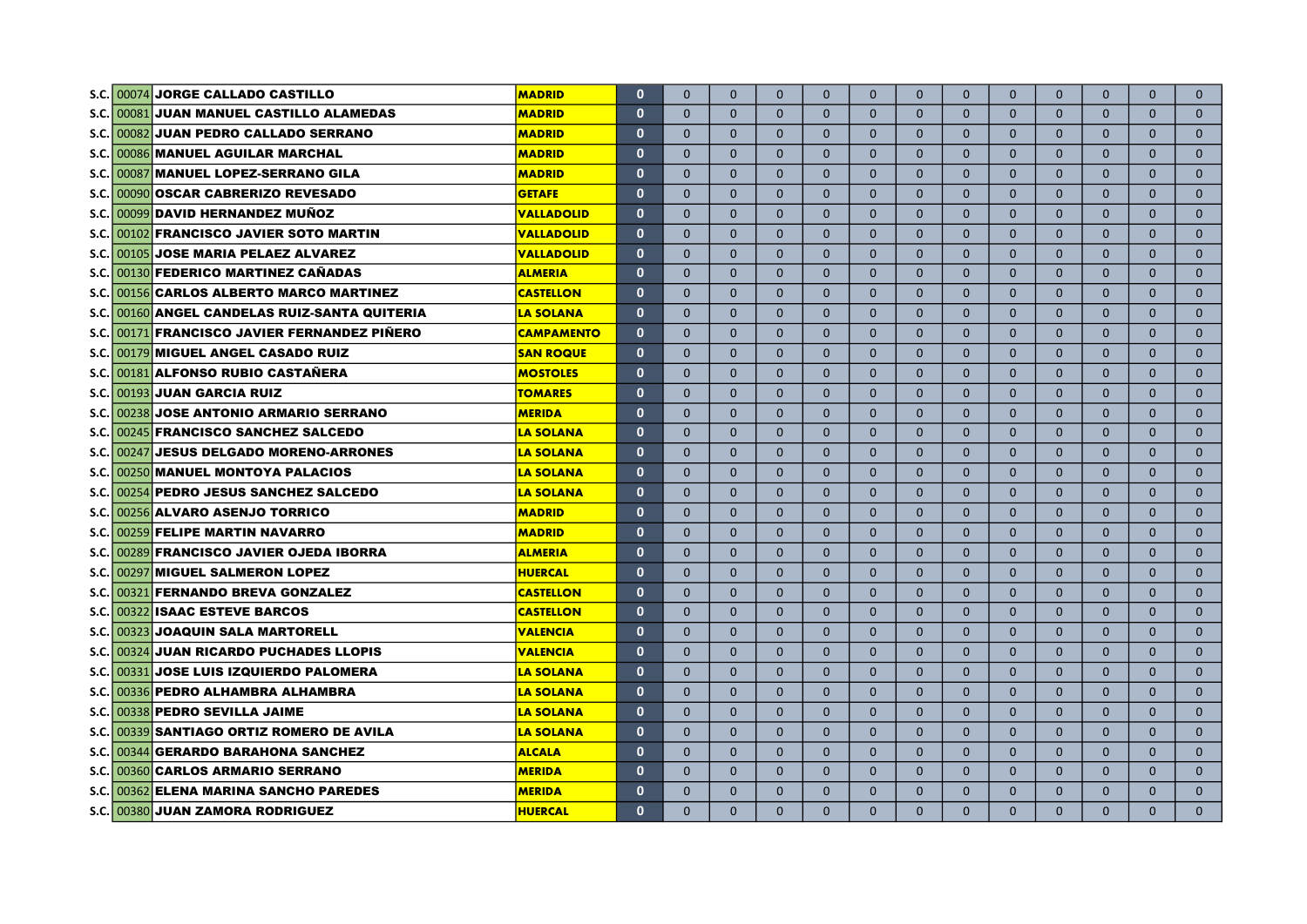| | | | | | | | | | | | | | | | | | |
|---|---|---|---|---|---|---|---|---|---|---|---|---|---|---|---|---|---|
| S.C. | 00074 | JORGE CALLADO CASTILLO | MADRID | 0 | 0 | 0 | 0 | 0 | 0 | 0 | 0 | 0 | 0 | 0 | 0 | 0 | 0 |
| S.C. | 00081 | JUAN MANUEL CASTILLO ALAMEDAS | MADRID | 0 | 0 | 0 | 0 | 0 | 0 | 0 | 0 | 0 | 0 | 0 | 0 | 0 | 0 |
| S.C. | 00082 | JUAN PEDRO CALLADO SERRANO | MADRID | 0 | 0 | 0 | 0 | 0 | 0 | 0 | 0 | 0 | 0 | 0 | 0 | 0 | 0 |
| S.C. | 00086 | MANUEL AGUILAR MARCHAL | MADRID | 0 | 0 | 0 | 0 | 0 | 0 | 0 | 0 | 0 | 0 | 0 | 0 | 0 | 0 |
| S.C. | 00087 | MANUEL LOPEZ-SERRANO GILA | MADRID | 0 | 0 | 0 | 0 | 0 | 0 | 0 | 0 | 0 | 0 | 0 | 0 | 0 | 0 |
| S.C. | 00090 | OSCAR CABRERIZO REVESADO | GETAFE | 0 | 0 | 0 | 0 | 0 | 0 | 0 | 0 | 0 | 0 | 0 | 0 | 0 | 0 |
| S.C. | 00099 | DAVID HERNANDEZ MUÑOZ | VALLADOLID | 0 | 0 | 0 | 0 | 0 | 0 | 0 | 0 | 0 | 0 | 0 | 0 | 0 | 0 |
| S.C. | 00102 | FRANCISCO JAVIER SOTO MARTIN | VALLADOLID | 0 | 0 | 0 | 0 | 0 | 0 | 0 | 0 | 0 | 0 | 0 | 0 | 0 | 0 |
| S.C. | 00105 | JOSE MARIA PELAEZ ALVAREZ | VALLADOLID | 0 | 0 | 0 | 0 | 0 | 0 | 0 | 0 | 0 | 0 | 0 | 0 | 0 | 0 |
| S.C. | 00130 | FEDERICO MARTINEZ CAÑADAS | ALMERIA | 0 | 0 | 0 | 0 | 0 | 0 | 0 | 0 | 0 | 0 | 0 | 0 | 0 | 0 |
| S.C. | 00156 | CARLOS ALBERTO MARCO MARTINEZ | CASTELLON | 0 | 0 | 0 | 0 | 0 | 0 | 0 | 0 | 0 | 0 | 0 | 0 | 0 | 0 |
| S.C. | 00160 | ANGEL CANDELAS RUIZ-SANTA QUITERIA | LA SOLANA | 0 | 0 | 0 | 0 | 0 | 0 | 0 | 0 | 0 | 0 | 0 | 0 | 0 | 0 |
| S.C. | 00171 | FRANCISCO JAVIER FERNANDEZ PIÑERO | CAMPAMENTO | 0 | 0 | 0 | 0 | 0 | 0 | 0 | 0 | 0 | 0 | 0 | 0 | 0 | 0 |
| S.C. | 00179 | MIGUEL ANGEL CASADO RUIZ | SAN ROQUE | 0 | 0 | 0 | 0 | 0 | 0 | 0 | 0 | 0 | 0 | 0 | 0 | 0 | 0 |
| S.C. | 00181 | ALFONSO RUBIO CASTAÑERA | MOSTOLES | 0 | 0 | 0 | 0 | 0 | 0 | 0 | 0 | 0 | 0 | 0 | 0 | 0 | 0 |
| S.C. | 00193 | JUAN GARCIA RUIZ | TOMARES | 0 | 0 | 0 | 0 | 0 | 0 | 0 | 0 | 0 | 0 | 0 | 0 | 0 | 0 |
| S.C. | 00238 | JOSE ANTONIO ARMARIO SERRANO | MERIDA | 0 | 0 | 0 | 0 | 0 | 0 | 0 | 0 | 0 | 0 | 0 | 0 | 0 | 0 |
| S.C. | 00245 | FRANCISCO SANCHEZ SALCEDO | LA SOLANA | 0 | 0 | 0 | 0 | 0 | 0 | 0 | 0 | 0 | 0 | 0 | 0 | 0 | 0 |
| S.C. | 00247 | JESUS DELGADO MORENO-ARRONES | LA SOLANA | 0 | 0 | 0 | 0 | 0 | 0 | 0 | 0 | 0 | 0 | 0 | 0 | 0 | 0 |
| S.C. | 00250 | MANUEL MONTOYA PALACIOS | LA SOLANA | 0 | 0 | 0 | 0 | 0 | 0 | 0 | 0 | 0 | 0 | 0 | 0 | 0 | 0 |
| S.C. | 00254 | PEDRO JESUS SANCHEZ SALCEDO | LA SOLANA | 0 | 0 | 0 | 0 | 0 | 0 | 0 | 0 | 0 | 0 | 0 | 0 | 0 | 0 |
| S.C. | 00256 | ALVARO ASENJO TORRICO | MADRID | 0 | 0 | 0 | 0 | 0 | 0 | 0 | 0 | 0 | 0 | 0 | 0 | 0 | 0 |
| S.C. | 00259 | FELIPE MARTIN NAVARRO | MADRID | 0 | 0 | 0 | 0 | 0 | 0 | 0 | 0 | 0 | 0 | 0 | 0 | 0 | 0 |
| S.C. | 00289 | FRANCISCO JAVIER OJEDA IBORRA | ALMERIA | 0 | 0 | 0 | 0 | 0 | 0 | 0 | 0 | 0 | 0 | 0 | 0 | 0 | 0 |
| S.C. | 00297 | MIGUEL SALMERON LOPEZ | HUERCAL | 0 | 0 | 0 | 0 | 0 | 0 | 0 | 0 | 0 | 0 | 0 | 0 | 0 | 0 |
| S.C. | 00321 | FERNANDO BREVA GONZALEZ | CASTELLON | 0 | 0 | 0 | 0 | 0 | 0 | 0 | 0 | 0 | 0 | 0 | 0 | 0 | 0 |
| S.C. | 00322 | ISAAC ESTEVE BARCOS | CASTELLON | 0 | 0 | 0 | 0 | 0 | 0 | 0 | 0 | 0 | 0 | 0 | 0 | 0 | 0 |
| S.C. | 00323 | JOAQUIN SALA MARTORELL | VALENCIA | 0 | 0 | 0 | 0 | 0 | 0 | 0 | 0 | 0 | 0 | 0 | 0 | 0 | 0 |
| S.C. | 00324 | JUAN RICARDO PUCHADES LLOPIS | VALENCIA | 0 | 0 | 0 | 0 | 0 | 0 | 0 | 0 | 0 | 0 | 0 | 0 | 0 | 0 |
| S.C. | 00331 | JOSE LUIS IZQUIERDO PALOMERA | LA SOLANA | 0 | 0 | 0 | 0 | 0 | 0 | 0 | 0 | 0 | 0 | 0 | 0 | 0 | 0 |
| S.C. | 00336 | PEDRO ALHAMBRA ALHAMBRA | LA SOLANA | 0 | 0 | 0 | 0 | 0 | 0 | 0 | 0 | 0 | 0 | 0 | 0 | 0 | 0 |
| S.C. | 00338 | PEDRO SEVILLA JAIME | LA SOLANA | 0 | 0 | 0 | 0 | 0 | 0 | 0 | 0 | 0 | 0 | 0 | 0 | 0 | 0 |
| S.C. | 00339 | SANTIAGO ORTIZ ROMERO DE AVILA | LA SOLANA | 0 | 0 | 0 | 0 | 0 | 0 | 0 | 0 | 0 | 0 | 0 | 0 | 0 | 0 |
| S.C. | 00344 | GERARDO BARAHONA SANCHEZ | ALCALA | 0 | 0 | 0 | 0 | 0 | 0 | 0 | 0 | 0 | 0 | 0 | 0 | 0 | 0 |
| S.C. | 00360 | CARLOS ARMARIO SERRANO | MERIDA | 0 | 0 | 0 | 0 | 0 | 0 | 0 | 0 | 0 | 0 | 0 | 0 | 0 | 0 |
| S.C. | 00362 | ELENA MARINA SANCHO PAREDES | MERIDA | 0 | 0 | 0 | 0 | 0 | 0 | 0 | 0 | 0 | 0 | 0 | 0 | 0 | 0 |
| S.C. | 00380 | JUAN ZAMORA RODRIGUEZ | HUERCAL | 0 | 0 | 0 | 0 | 0 | 0 | 0 | 0 | 0 | 0 | 0 | 0 | 0 | 0 |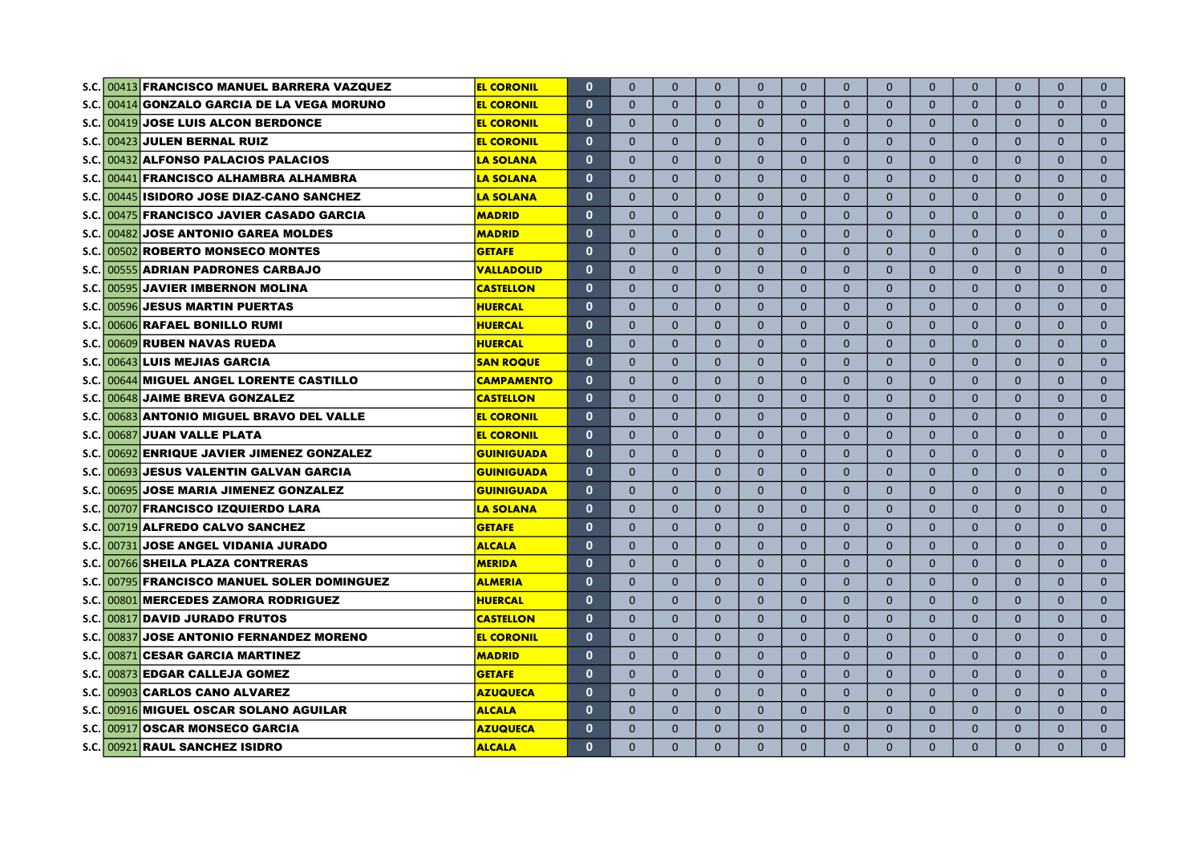| | | | | | | | | | | | | | | | | | |
|---|---|---|---|---|---|---|---|---|---|---|---|---|---|---|---|---|---|
| S.C. | 00413 | FRANCISCO MANUEL BARRERA VAZQUEZ | EL CORONIL | 0 | 0 | 0 | 0 | 0 | 0 | 0 | 0 | 0 | 0 | 0 | 0 | 0 | 0 |
| S.C. | 00414 | GONZALO GARCIA DE LA VEGA MORUNO | EL CORONIL | 0 | 0 | 0 | 0 | 0 | 0 | 0 | 0 | 0 | 0 | 0 | 0 | 0 | 0 |
| S.C. | 00419 | JOSE LUIS ALCON BERDONCE | EL CORONIL | 0 | 0 | 0 | 0 | 0 | 0 | 0 | 0 | 0 | 0 | 0 | 0 | 0 | 0 |
| S.C. | 00423 | JULEN BERNAL RUIZ | EL CORONIL | 0 | 0 | 0 | 0 | 0 | 0 | 0 | 0 | 0 | 0 | 0 | 0 | 0 | 0 |
| S.C. | 00432 | ALFONSO PALACIOS PALACIOS | LA SOLANA | 0 | 0 | 0 | 0 | 0 | 0 | 0 | 0 | 0 | 0 | 0 | 0 | 0 | 0 |
| S.C. | 00441 | FRANCISCO ALHAMBRA ALHAMBRA | LA SOLANA | 0 | 0 | 0 | 0 | 0 | 0 | 0 | 0 | 0 | 0 | 0 | 0 | 0 | 0 |
| S.C. | 00445 | ISIDORO JOSE DIAZ-CANO SANCHEZ | LA SOLANA | 0 | 0 | 0 | 0 | 0 | 0 | 0 | 0 | 0 | 0 | 0 | 0 | 0 | 0 |
| S.C. | 00475 | FRANCISCO JAVIER CASADO GARCIA | MADRID | 0 | 0 | 0 | 0 | 0 | 0 | 0 | 0 | 0 | 0 | 0 | 0 | 0 | 0 |
| S.C. | 00482 | JOSE ANTONIO GAREA MOLDES | MADRID | 0 | 0 | 0 | 0 | 0 | 0 | 0 | 0 | 0 | 0 | 0 | 0 | 0 | 0 |
| S.C. | 00502 | ROBERTO MONSECO MONTES | GETAFE | 0 | 0 | 0 | 0 | 0 | 0 | 0 | 0 | 0 | 0 | 0 | 0 | 0 | 0 |
| S.C. | 00555 | ADRIAN PADRONES CARBAJO | VALLADOLID | 0 | 0 | 0 | 0 | 0 | 0 | 0 | 0 | 0 | 0 | 0 | 0 | 0 | 0 |
| S.C. | 00595 | JAVIER IMBERNON MOLINA | CASTELLON | 0 | 0 | 0 | 0 | 0 | 0 | 0 | 0 | 0 | 0 | 0 | 0 | 0 | 0 |
| S.C. | 00596 | JESUS MARTIN PUERTAS | HUERCAL | 0 | 0 | 0 | 0 | 0 | 0 | 0 | 0 | 0 | 0 | 0 | 0 | 0 | 0 |
| S.C. | 00606 | RAFAEL BONILLO RUMI | HUERCAL | 0 | 0 | 0 | 0 | 0 | 0 | 0 | 0 | 0 | 0 | 0 | 0 | 0 | 0 |
| S.C. | 00609 | RUBEN NAVAS RUEDA | HUERCAL | 0 | 0 | 0 | 0 | 0 | 0 | 0 | 0 | 0 | 0 | 0 | 0 | 0 | 0 |
| S.C. | 00643 | LUIS MEJIAS GARCIA | SAN ROQUE | 0 | 0 | 0 | 0 | 0 | 0 | 0 | 0 | 0 | 0 | 0 | 0 | 0 | 0 |
| S.C. | 00644 | MIGUEL ANGEL LORENTE CASTILLO | CAMPAMENTO | 0 | 0 | 0 | 0 | 0 | 0 | 0 | 0 | 0 | 0 | 0 | 0 | 0 | 0 |
| S.C. | 00648 | JAIME BREVA GONZALEZ | CASTELLON | 0 | 0 | 0 | 0 | 0 | 0 | 0 | 0 | 0 | 0 | 0 | 0 | 0 | 0 |
| S.C. | 00683 | ANTONIO MIGUEL BRAVO DEL VALLE | EL CORONIL | 0 | 0 | 0 | 0 | 0 | 0 | 0 | 0 | 0 | 0 | 0 | 0 | 0 | 0 |
| S.C. | 00687 | JUAN VALLE PLATA | EL CORONIL | 0 | 0 | 0 | 0 | 0 | 0 | 0 | 0 | 0 | 0 | 0 | 0 | 0 | 0 |
| S.C. | 00692 | ENRIQUE JAVIER JIMENEZ GONZALEZ | GUINIGUADA | 0 | 0 | 0 | 0 | 0 | 0 | 0 | 0 | 0 | 0 | 0 | 0 | 0 | 0 |
| S.C. | 00693 | JESUS VALENTIN GALVAN GARCIA | GUINIGUADA | 0 | 0 | 0 | 0 | 0 | 0 | 0 | 0 | 0 | 0 | 0 | 0 | 0 | 0 |
| S.C. | 00695 | JOSE MARIA JIMENEZ GONZALEZ | GUINIGUADA | 0 | 0 | 0 | 0 | 0 | 0 | 0 | 0 | 0 | 0 | 0 | 0 | 0 | 0 |
| S.C. | 00707 | FRANCISCO IZQUIERDO LARA | LA SOLANA | 0 | 0 | 0 | 0 | 0 | 0 | 0 | 0 | 0 | 0 | 0 | 0 | 0 | 0 |
| S.C. | 00719 | ALFREDO CALVO SANCHEZ | GETAFE | 0 | 0 | 0 | 0 | 0 | 0 | 0 | 0 | 0 | 0 | 0 | 0 | 0 | 0 |
| S.C. | 00731 | JOSE ANGEL VIDANIA JURADO | ALCALA | 0 | 0 | 0 | 0 | 0 | 0 | 0 | 0 | 0 | 0 | 0 | 0 | 0 | 0 |
| S.C. | 00766 | SHEILA PLAZA CONTRERAS | MERIDA | 0 | 0 | 0 | 0 | 0 | 0 | 0 | 0 | 0 | 0 | 0 | 0 | 0 | 0 |
| S.C. | 00795 | FRANCISCO MANUEL SOLER DOMINGUEZ | ALMERIA | 0 | 0 | 0 | 0 | 0 | 0 | 0 | 0 | 0 | 0 | 0 | 0 | 0 | 0 |
| S.C. | 00801 | MERCEDES ZAMORA RODRIGUEZ | HUERCAL | 0 | 0 | 0 | 0 | 0 | 0 | 0 | 0 | 0 | 0 | 0 | 0 | 0 | 0 |
| S.C. | 00817 | DAVID JURADO FRUTOS | CASTELLON | 0 | 0 | 0 | 0 | 0 | 0 | 0 | 0 | 0 | 0 | 0 | 0 | 0 | 0 |
| S.C. | 00837 | JOSE ANTONIO FERNANDEZ MORENO | EL CORONIL | 0 | 0 | 0 | 0 | 0 | 0 | 0 | 0 | 0 | 0 | 0 | 0 | 0 | 0 |
| S.C. | 00871 | CESAR GARCIA MARTINEZ | MADRID | 0 | 0 | 0 | 0 | 0 | 0 | 0 | 0 | 0 | 0 | 0 | 0 | 0 | 0 |
| S.C. | 00873 | EDGAR CALLEJA GOMEZ | GETAFE | 0 | 0 | 0 | 0 | 0 | 0 | 0 | 0 | 0 | 0 | 0 | 0 | 0 | 0 |
| S.C. | 00903 | CARLOS CANO ALVAREZ | AZUQUECA | 0 | 0 | 0 | 0 | 0 | 0 | 0 | 0 | 0 | 0 | 0 | 0 | 0 | 0 |
| S.C. | 00916 | MIGUEL OSCAR SOLANO AGUILAR | ALCALA | 0 | 0 | 0 | 0 | 0 | 0 | 0 | 0 | 0 | 0 | 0 | 0 | 0 | 0 |
| S.C. | 00917 | OSCAR MONSECO GARCIA | AZUQUECA | 0 | 0 | 0 | 0 | 0 | 0 | 0 | 0 | 0 | 0 | 0 | 0 | 0 | 0 |
| S.C. | 00921 | RAUL SANCHEZ ISIDRO | ALCALA | 0 | 0 | 0 | 0 | 0 | 0 | 0 | 0 | 0 | 0 | 0 | 0 | 0 | 0 |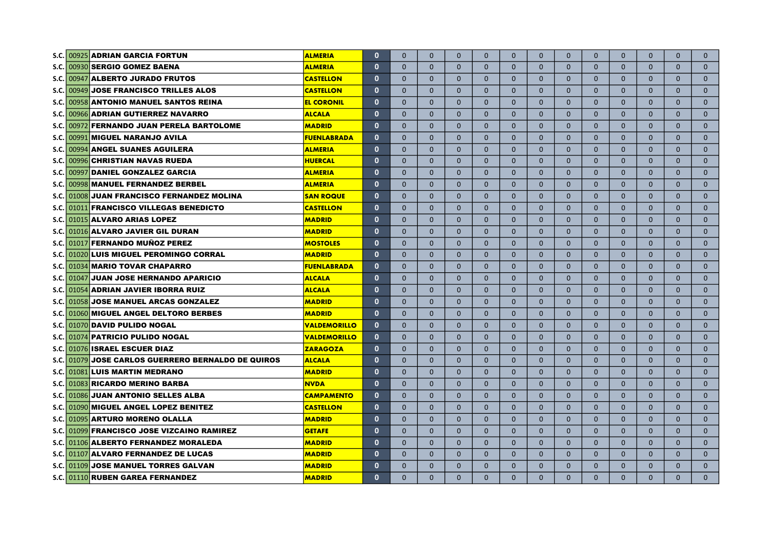| | | | | | | | | | | | | | | | | | | |
|---|---|---|---|---|---|---|---|---|---|---|---|---|---|---|---|---|---|---|
| S.C. | 00925 | **ADRIAN GARCIA FORTUN** | **ALMERIA** | **0** | 0 | 0 | 0 | 0 | 0 | 0 | 0 | 0 | 0 | 0 | 0 | 0 | | |
| S.C. | 00930 | **SERGIO GOMEZ BAENA** | **ALMERIA** | **0** | 0 | 0 | 0 | 0 | 0 | 0 | 0 | 0 | 0 | 0 | 0 | 0 | | |
| S.C. | 00947 | **ALBERTO JURADO FRUTOS** | **CASTELLON** | **0** | 0 | 0 | 0 | 0 | 0 | 0 | 0 | 0 | 0 | 0 | 0 | 0 | | |
| S.C. | 00949 | **JOSE FRANCISCO TRILLES ALOS** | **CASTELLON** | **0** | 0 | 0 | 0 | 0 | 0 | 0 | 0 | 0 | 0 | 0 | 0 | 0 | | |
| S.C. | 00958 | **ANTONIO MANUEL SANTOS REINA** | **EL CORONIL** | **0** | 0 | 0 | 0 | 0 | 0 | 0 | 0 | 0 | 0 | 0 | 0 | 0 | | |
| S.C. | 00966 | **ADRIAN GUTIERREZ NAVARRO** | **ALCALA** | **0** | 0 | 0 | 0 | 0 | 0 | 0 | 0 | 0 | 0 | 0 | 0 | 0 | | |
| S.C. | 00972 | **FERNANDO JUAN PERELA BARTOLOME** | **MADRID** | **0** | 0 | 0 | 0 | 0 | 0 | 0 | 0 | 0 | 0 | 0 | 0 | 0 | | |
| S.C. | 00991 | **MIGUEL NARANJO AVILA** | **FUENLABRADA** | **0** | 0 | 0 | 0 | 0 | 0 | 0 | 0 | 0 | 0 | 0 | 0 | 0 | | |
| S.C. | 00994 | **ANGEL SUANES AGUILERA** | **ALMERIA** | **0** | 0 | 0 | 0 | 0 | 0 | 0 | 0 | 0 | 0 | 0 | 0 | 0 | | |
| S.C. | 00996 | **CHRISTIAN NAVAS RUEDA** | **HUERCAL** | **0** | 0 | 0 | 0 | 0 | 0 | 0 | 0 | 0 | 0 | 0 | 0 | 0 | | |
| S.C. | 00997 | **DANIEL GONZALEZ GARCIA** | **ALMERIA** | **0** | 0 | 0 | 0 | 0 | 0 | 0 | 0 | 0 | 0 | 0 | 0 | 0 | | |
| S.C. | 00998 | **MANUEL FERNANDEZ BERBEL** | **ALMERIA** | **0** | 0 | 0 | 0 | 0 | 0 | 0 | 0 | 0 | 0 | 0 | 0 | 0 | | |
| S.C. | 01008 | **JUAN FRANCISCO FERNANDEZ MOLINA** | **SAN ROQUE** | **0** | 0 | 0 | 0 | 0 | 0 | 0 | 0 | 0 | 0 | 0 | 0 | 0 | | |
| S.C. | 01011 | **FRANCISCO VILLEGAS BENEDICTO** | **CASTELLON** | **0** | 0 | 0 | 0 | 0 | 0 | 0 | 0 | 0 | 0 | 0 | 0 | 0 | | |
| S.C. | 01015 | **ALVARO ARIAS LOPEZ** | **MADRID** | **0** | 0 | 0 | 0 | 0 | 0 | 0 | 0 | 0 | 0 | 0 | 0 | 0 | | |
| S.C. | 01016 | **ALVARO JAVIER GIL DURAN** | **MADRID** | **0** | 0 | 0 | 0 | 0 | 0 | 0 | 0 | 0 | 0 | 0 | 0 | 0 | | |
| S.C. | 01017 | **FERNANDO MUÑOZ PEREZ** | **MOSTOLES** | **0** | 0 | 0 | 0 | 0 | 0 | 0 | 0 | 0 | 0 | 0 | 0 | 0 | | |
| S.C. | 01020 | **LUIS MIGUEL PEROMINGO CORRAL** | **MADRID** | **0** | 0 | 0 | 0 | 0 | 0 | 0 | 0 | 0 | 0 | 0 | 0 | 0 | | |
| S.C. | 01034 | **MARIO TOVAR CHAPARRO** | **FUENLABRADA** | **0** | 0 | 0 | 0 | 0 | 0 | 0 | 0 | 0 | 0 | 0 | 0 | 0 | | |
| S.C. | 01047 | **JUAN JOSE HERNANDO APARICIO** | **ALCALA** | **0** | 0 | 0 | 0 | 0 | 0 | 0 | 0 | 0 | 0 | 0 | 0 | 0 | | |
| S.C. | 01054 | **ADRIAN JAVIER IBORRA RUIZ** | **ALCALA** | **0** | 0 | 0 | 0 | 0 | 0 | 0 | 0 | 0 | 0 | 0 | 0 | 0 | | |
| S.C. | 01058 | **JOSE MANUEL ARCAS GONZALEZ** | **MADRID** | **0** | 0 | 0 | 0 | 0 | 0 | 0 | 0 | 0 | 0 | 0 | 0 | 0 | | |
| S.C. | 01060 | **MIGUEL ANGEL DELTORO BERBES** | **MADRID** | **0** | 0 | 0 | 0 | 0 | 0 | 0 | 0 | 0 | 0 | 0 | 0 | 0 | | |
| S.C. | 01070 | **DAVID PULIDO NOGAL** | **VALDEMORILLO** | **0** | 0 | 0 | 0 | 0 | 0 | 0 | 0 | 0 | 0 | 0 | 0 | 0 | | |
| S.C. | 01074 | **PATRICIO PULIDO NOGAL** | **VALDEMORILLO** | **0** | 0 | 0 | 0 | 0 | 0 | 0 | 0 | 0 | 0 | 0 | 0 | 0 | | |
| S.C. | 01076 | **ISRAEL ESCUER DIAZ** | **ZARAGOZA** | **0** | 0 | 0 | 0 | 0 | 0 | 0 | 0 | 0 | 0 | 0 | 0 | 0 | | |
| S.C. | 01079 | **JOSE CARLOS GUERRERO BERNALDO DE QUIROS** | **ALCALA** | **0** | 0 | 0 | 0 | 0 | 0 | 0 | 0 | 0 | 0 | 0 | 0 | 0 | | |
| S.C. | 01081 | **LUIS MARTIN MEDRANO** | **MADRID** | **0** | 0 | 0 | 0 | 0 | 0 | 0 | 0 | 0 | 0 | 0 | 0 | 0 | | |
| S.C. | 01083 | **RICARDO MERINO BARBA** | **NVDA** | **0** | 0 | 0 | 0 | 0 | 0 | 0 | 0 | 0 | 0 | 0 | 0 | 0 | | |
| S.C. | 01086 | **JUAN ANTONIO SELLES ALBA** | **CAMPAMENTO** | **0** | 0 | 0 | 0 | 0 | 0 | 0 | 0 | 0 | 0 | 0 | 0 | 0 | | |
| S.C. | 01090 | **MIGUEL ANGEL LOPEZ BENITEZ** | **CASTELLON** | **0** | 0 | 0 | 0 | 0 | 0 | 0 | 0 | 0 | 0 | 0 | 0 | 0 | | |
| S.C. | 01095 | **ARTURO MORENO OLALLA** | **MADRID** | **0** | 0 | 0 | 0 | 0 | 0 | 0 | 0 | 0 | 0 | 0 | 0 | 0 | | |
| S.C. | 01099 | **FRANCISCO JOSE VIZCAINO RAMIREZ** | **GETAFE** | **0** | 0 | 0 | 0 | 0 | 0 | 0 | 0 | 0 | 0 | 0 | 0 | 0 | | |
| S.C. | 01106 | **ALBERTO FERNANDEZ MORALEDA** | **MADRID** | **0** | 0 | 0 | 0 | 0 | 0 | 0 | 0 | 0 | 0 | 0 | 0 | 0 | | |
| S.C. | 01107 | **ALVARO FERNANDEZ DE LUCAS** | **MADRID** | **0** | 0 | 0 | 0 | 0 | 0 | 0 | 0 | 0 | 0 | 0 | 0 | 0 | | |
| S.C. | 01109 | **JOSE MANUEL TORRES GALVAN** | **MADRID** | **0** | 0 | 0 | 0 | 0 | 0 | 0 | 0 | 0 | 0 | 0 | 0 | 0 | | |
| S.C. | 01110 | **RUBEN GAREA FERNANDEZ** | **MADRID** | **0** | 0 | 0 | 0 | 0 | 0 | 0 | 0 | 0 | 0 | 0 | 0 | 0 | | |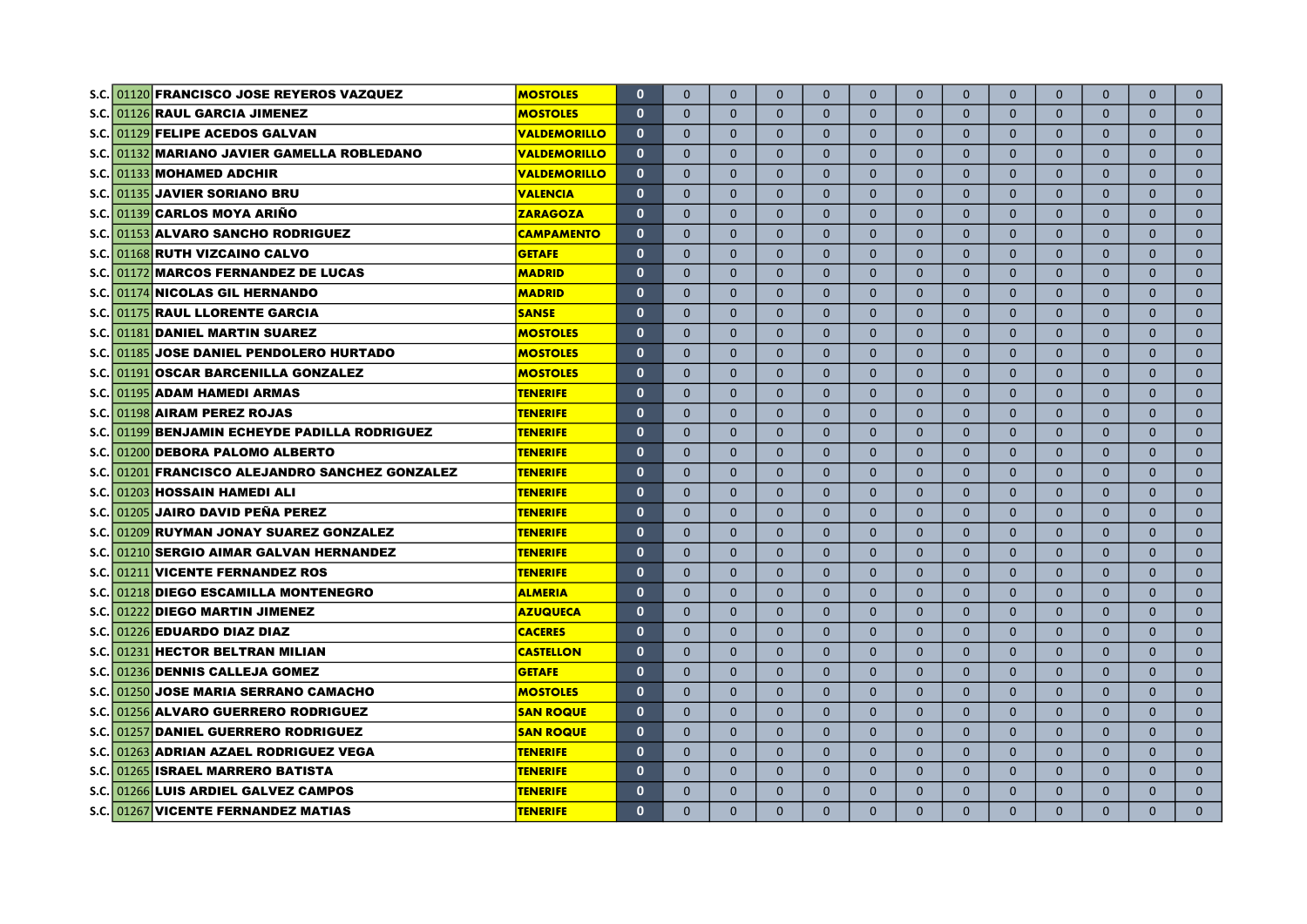| | | | | | | | | | | | | | | | | | |
|---|---|---|---|---|---|---|---|---|---|---|---|---|---|---|---|---|---|
| S.C. | 01120 | FRANCISCO JOSE REYEROS VAZQUEZ | MOSTOLES | 0 | 0 | 0 | 0 | 0 | 0 | 0 | 0 | 0 | 0 | 0 | 0 | 0 | 0 |
| S.C. | 01126 | RAUL GARCIA JIMENEZ | MOSTOLES | 0 | 0 | 0 | 0 | 0 | 0 | 0 | 0 | 0 | 0 | 0 | 0 | 0 | 0 |
| S.C. | 01129 | FELIPE ACEDOS GALVAN | VALDEMORILLO | 0 | 0 | 0 | 0 | 0 | 0 | 0 | 0 | 0 | 0 | 0 | 0 | 0 | 0 |
| S.C. | 01132 | MARIANO JAVIER GAMELLA ROBLEDANO | VALDEMORILLO | 0 | 0 | 0 | 0 | 0 | 0 | 0 | 0 | 0 | 0 | 0 | 0 | 0 | 0 |
| S.C. | 01133 | MOHAMED ADCHIR | VALDEMORILLO | 0 | 0 | 0 | 0 | 0 | 0 | 0 | 0 | 0 | 0 | 0 | 0 | 0 | 0 |
| S.C. | 01135 | JAVIER SORIANO BRU | VALENCIA | 0 | 0 | 0 | 0 | 0 | 0 | 0 | 0 | 0 | 0 | 0 | 0 | 0 | 0 |
| S.C. | 01139 | CARLOS MOYA ARIÑO | ZARAGOZA | 0 | 0 | 0 | 0 | 0 | 0 | 0 | 0 | 0 | 0 | 0 | 0 | 0 | 0 |
| S.C. | 01153 | ALVARO SANCHO RODRIGUEZ | CAMPAMENTO | 0 | 0 | 0 | 0 | 0 | 0 | 0 | 0 | 0 | 0 | 0 | 0 | 0 | 0 |
| S.C. | 01168 | RUTH VIZCAINO CALVO | GETAFE | 0 | 0 | 0 | 0 | 0 | 0 | 0 | 0 | 0 | 0 | 0 | 0 | 0 | 0 |
| S.C. | 01172 | MARCOS FERNANDEZ DE LUCAS | MADRID | 0 | 0 | 0 | 0 | 0 | 0 | 0 | 0 | 0 | 0 | 0 | 0 | 0 | 0 |
| S.C. | 01174 | NICOLAS GIL HERNANDO | MADRID | 0 | 0 | 0 | 0 | 0 | 0 | 0 | 0 | 0 | 0 | 0 | 0 | 0 | 0 |
| S.C. | 01175 | RAUL LLORENTE GARCIA | SANSE | 0 | 0 | 0 | 0 | 0 | 0 | 0 | 0 | 0 | 0 | 0 | 0 | 0 | 0 |
| S.C. | 01181 | DANIEL MARTIN SUAREZ | MOSTOLES | 0 | 0 | 0 | 0 | 0 | 0 | 0 | 0 | 0 | 0 | 0 | 0 | 0 | 0 |
| S.C. | 01185 | JOSE DANIEL PENDOLERO HURTADO | MOSTOLES | 0 | 0 | 0 | 0 | 0 | 0 | 0 | 0 | 0 | 0 | 0 | 0 | 0 | 0 |
| S.C. | 01191 | OSCAR BARCENILLA GONZALEZ | MOSTOLES | 0 | 0 | 0 | 0 | 0 | 0 | 0 | 0 | 0 | 0 | 0 | 0 | 0 | 0 |
| S.C. | 01195 | ADAM HAMEDI ARMAS | TENERIFE | 0 | 0 | 0 | 0 | 0 | 0 | 0 | 0 | 0 | 0 | 0 | 0 | 0 | 0 |
| S.C. | 01198 | AIRAM PEREZ ROJAS | TENERIFE | 0 | 0 | 0 | 0 | 0 | 0 | 0 | 0 | 0 | 0 | 0 | 0 | 0 | 0 |
| S.C. | 01199 | BENJAMIN ECHEYDE PADILLA RODRIGUEZ | TENERIFE | 0 | 0 | 0 | 0 | 0 | 0 | 0 | 0 | 0 | 0 | 0 | 0 | 0 | 0 |
| S.C. | 01200 | DEBORA PALOMO ALBERTO | TENERIFE | 0 | 0 | 0 | 0 | 0 | 0 | 0 | 0 | 0 | 0 | 0 | 0 | 0 | 0 |
| S.C. | 01201 | FRANCISCO ALEJANDRO SANCHEZ GONZALEZ | TENERIFE | 0 | 0 | 0 | 0 | 0 | 0 | 0 | 0 | 0 | 0 | 0 | 0 | 0 | 0 |
| S.C. | 01203 | HOSSAIN HAMEDI ALI | TENERIFE | 0 | 0 | 0 | 0 | 0 | 0 | 0 | 0 | 0 | 0 | 0 | 0 | 0 | 0 |
| S.C. | 01205 | JAIRO DAVID PEÑA PEREZ | TENERIFE | 0 | 0 | 0 | 0 | 0 | 0 | 0 | 0 | 0 | 0 | 0 | 0 | 0 | 0 |
| S.C. | 01209 | RUYMAN JONAY SUAREZ GONZALEZ | TENERIFE | 0 | 0 | 0 | 0 | 0 | 0 | 0 | 0 | 0 | 0 | 0 | 0 | 0 | 0 |
| S.C. | 01210 | SERGIO AIMAR GALVAN HERNANDEZ | TENERIFE | 0 | 0 | 0 | 0 | 0 | 0 | 0 | 0 | 0 | 0 | 0 | 0 | 0 | 0 |
| S.C. | 01211 | VICENTE FERNANDEZ ROS | TENERIFE | 0 | 0 | 0 | 0 | 0 | 0 | 0 | 0 | 0 | 0 | 0 | 0 | 0 | 0 |
| S.C. | 01218 | DIEGO ESCAMILLA MONTENEGRO | ALMERIA | 0 | 0 | 0 | 0 | 0 | 0 | 0 | 0 | 0 | 0 | 0 | 0 | 0 | 0 |
| S.C. | 01222 | DIEGO MARTIN JIMENEZ | AZUQUECA | 0 | 0 | 0 | 0 | 0 | 0 | 0 | 0 | 0 | 0 | 0 | 0 | 0 | 0 |
| S.C. | 01226 | EDUARDO DIAZ DIAZ | CACERES | 0 | 0 | 0 | 0 | 0 | 0 | 0 | 0 | 0 | 0 | 0 | 0 | 0 | 0 |
| S.C. | 01231 | HECTOR BELTRAN MILIAN | CASTELLON | 0 | 0 | 0 | 0 | 0 | 0 | 0 | 0 | 0 | 0 | 0 | 0 | 0 | 0 |
| S.C. | 01236 | DENNIS CALLEJA GOMEZ | GETAFE | 0 | 0 | 0 | 0 | 0 | 0 | 0 | 0 | 0 | 0 | 0 | 0 | 0 | 0 |
| S.C. | 01250 | JOSE MARIA SERRANO CAMACHO | MOSTOLES | 0 | 0 | 0 | 0 | 0 | 0 | 0 | 0 | 0 | 0 | 0 | 0 | 0 | 0 |
| S.C. | 01256 | ALVARO GUERRERO RODRIGUEZ | SAN ROQUE | 0 | 0 | 0 | 0 | 0 | 0 | 0 | 0 | 0 | 0 | 0 | 0 | 0 | 0 |
| S.C. | 01257 | DANIEL GUERRERO RODRIGUEZ | SAN ROQUE | 0 | 0 | 0 | 0 | 0 | 0 | 0 | 0 | 0 | 0 | 0 | 0 | 0 | 0 |
| S.C. | 01263 | ADRIAN AZAEL RODRIGUEZ VEGA | TENERIFE | 0 | 0 | 0 | 0 | 0 | 0 | 0 | 0 | 0 | 0 | 0 | 0 | 0 | 0 |
| S.C. | 01265 | ISRAEL MARRERO BATISTA | TENERIFE | 0 | 0 | 0 | 0 | 0 | 0 | 0 | 0 | 0 | 0 | 0 | 0 | 0 | 0 |
| S.C. | 01266 | LUIS ARDIEL GALVEZ CAMPOS | TENERIFE | 0 | 0 | 0 | 0 | 0 | 0 | 0 | 0 | 0 | 0 | 0 | 0 | 0 | 0 |
| S.C. | 01267 | VICENTE FERNANDEZ MATIAS | TENERIFE | 0 | 0 | 0 | 0 | 0 | 0 | 0 | 0 | 0 | 0 | 0 | 0 | 0 | 0 |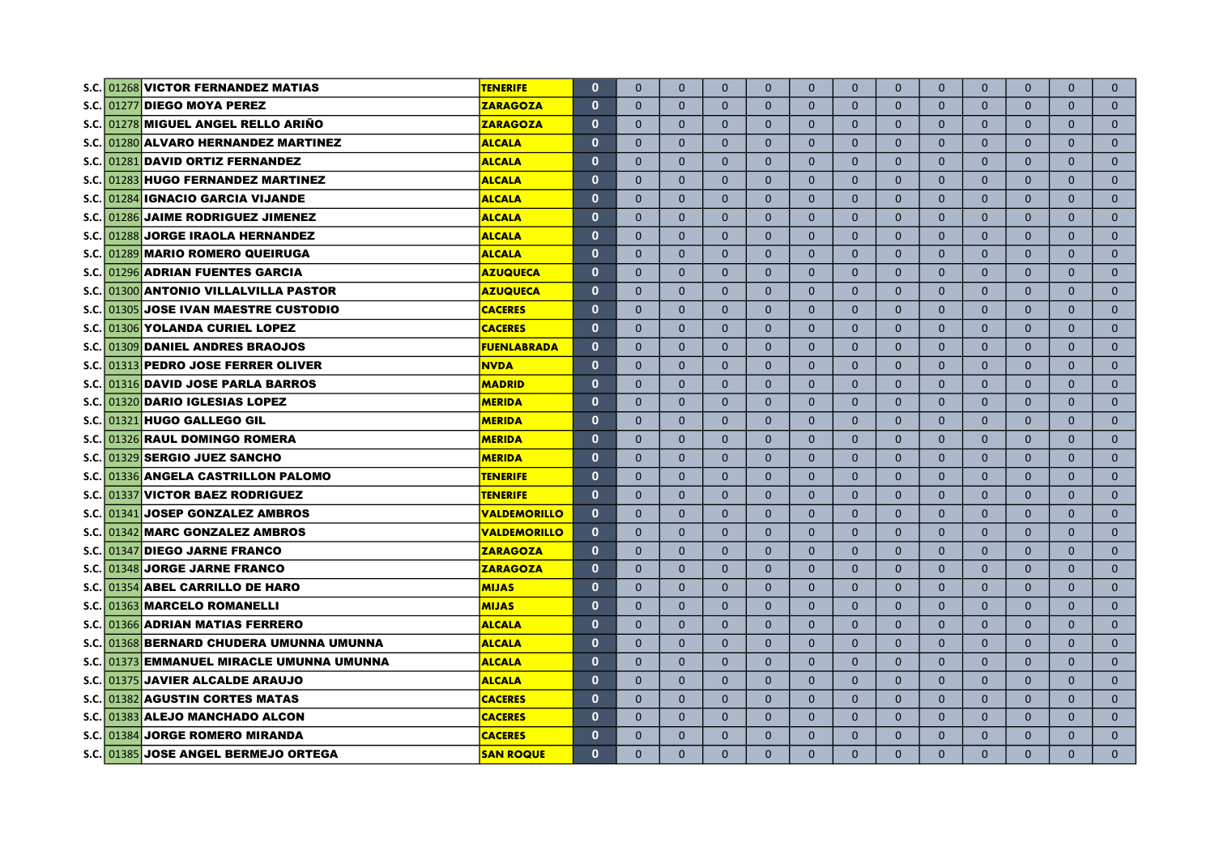| | | | | | | | | | | | | | | | | | |
|---|---|---|---|---|---|---|---|---|---|---|---|---|---|---|---|---|---|
| S.C. | 01268 | VICTOR FERNANDEZ MATIAS | TENERIFE | 0 | 0 | 0 | 0 | 0 | 0 | 0 | 0 | 0 | 0 | 0 | 0 | 0 |
| S.C. | 01277 | DIEGO MOYA PEREZ | ZARAGOZA | 0 | 0 | 0 | 0 | 0 | 0 | 0 | 0 | 0 | 0 | 0 | 0 | 0 |
| S.C. | 01278 | MIGUEL ANGEL RELLO ARIÑO | ZARAGOZA | 0 | 0 | 0 | 0 | 0 | 0 | 0 | 0 | 0 | 0 | 0 | 0 | 0 |
| S.C. | 01280 | ALVARO HERNANDEZ MARTINEZ | ALCALA | 0 | 0 | 0 | 0 | 0 | 0 | 0 | 0 | 0 | 0 | 0 | 0 | 0 |
| S.C. | 01281 | DAVID ORTIZ FERNANDEZ | ALCALA | 0 | 0 | 0 | 0 | 0 | 0 | 0 | 0 | 0 | 0 | 0 | 0 | 0 |
| S.C. | 01283 | HUGO FERNANDEZ MARTINEZ | ALCALA | 0 | 0 | 0 | 0 | 0 | 0 | 0 | 0 | 0 | 0 | 0 | 0 | 0 |
| S.C. | 01284 | IGNACIO GARCIA VIJANDE | ALCALA | 0 | 0 | 0 | 0 | 0 | 0 | 0 | 0 | 0 | 0 | 0 | 0 | 0 |
| S.C. | 01286 | JAIME RODRIGUEZ JIMENEZ | ALCALA | 0 | 0 | 0 | 0 | 0 | 0 | 0 | 0 | 0 | 0 | 0 | 0 | 0 |
| S.C. | 01288 | JORGE IRAOLA HERNANDEZ | ALCALA | 0 | 0 | 0 | 0 | 0 | 0 | 0 | 0 | 0 | 0 | 0 | 0 | 0 |
| S.C. | 01289 | MARIO ROMERO QUEIRUGA | ALCALA | 0 | 0 | 0 | 0 | 0 | 0 | 0 | 0 | 0 | 0 | 0 | 0 | 0 |
| S.C. | 01296 | ADRIAN FUENTES GARCIA | AZUQUECA | 0 | 0 | 0 | 0 | 0 | 0 | 0 | 0 | 0 | 0 | 0 | 0 | 0 |
| S.C. | 01300 | ANTONIO VILLALVILLA PASTOR | AZUQUECA | 0 | 0 | 0 | 0 | 0 | 0 | 0 | 0 | 0 | 0 | 0 | 0 | 0 |
| S.C. | 01305 | JOSE IVAN MAESTRE CUSTODIO | CACERES | 0 | 0 | 0 | 0 | 0 | 0 | 0 | 0 | 0 | 0 | 0 | 0 | 0 |
| S.C. | 01306 | YOLANDA CURIEL LOPEZ | CACERES | 0 | 0 | 0 | 0 | 0 | 0 | 0 | 0 | 0 | 0 | 0 | 0 | 0 |
| S.C. | 01309 | DANIEL ANDRES BRAOJOS | FUENLABRADA | 0 | 0 | 0 | 0 | 0 | 0 | 0 | 0 | 0 | 0 | 0 | 0 | 0 |
| S.C. | 01313 | PEDRO JOSE FERRER OLIVER | NVDA | 0 | 0 | 0 | 0 | 0 | 0 | 0 | 0 | 0 | 0 | 0 | 0 | 0 |
| S.C. | 01316 | DAVID JOSE PARLA BARROS | MADRID | 0 | 0 | 0 | 0 | 0 | 0 | 0 | 0 | 0 | 0 | 0 | 0 | 0 |
| S.C. | 01320 | DARIO IGLESIAS LOPEZ | MERIDA | 0 | 0 | 0 | 0 | 0 | 0 | 0 | 0 | 0 | 0 | 0 | 0 | 0 |
| S.C. | 01321 | HUGO GALLEGO GIL | MERIDA | 0 | 0 | 0 | 0 | 0 | 0 | 0 | 0 | 0 | 0 | 0 | 0 | 0 |
| S.C. | 01326 | RAUL DOMINGO ROMERA | MERIDA | 0 | 0 | 0 | 0 | 0 | 0 | 0 | 0 | 0 | 0 | 0 | 0 | 0 |
| S.C. | 01329 | SERGIO JUEZ SANCHO | MERIDA | 0 | 0 | 0 | 0 | 0 | 0 | 0 | 0 | 0 | 0 | 0 | 0 | 0 |
| S.C. | 01336 | ANGELA CASTRILLON PALOMO | TENERIFE | 0 | 0 | 0 | 0 | 0 | 0 | 0 | 0 | 0 | 0 | 0 | 0 | 0 |
| S.C. | 01337 | VICTOR BAEZ RODRIGUEZ | TENERIFE | 0 | 0 | 0 | 0 | 0 | 0 | 0 | 0 | 0 | 0 | 0 | 0 | 0 |
| S.C. | 01341 | JOSEP GONZALEZ AMBROS | VALDEMORILLO | 0 | 0 | 0 | 0 | 0 | 0 | 0 | 0 | 0 | 0 | 0 | 0 | 0 |
| S.C. | 01342 | MARC GONZALEZ AMBROS | VALDEMORILLO | 0 | 0 | 0 | 0 | 0 | 0 | 0 | 0 | 0 | 0 | 0 | 0 | 0 |
| S.C. | 01347 | DIEGO JARNE FRANCO | ZARAGOZA | 0 | 0 | 0 | 0 | 0 | 0 | 0 | 0 | 0 | 0 | 0 | 0 | 0 |
| S.C. | 01348 | JORGE JARNE FRANCO | ZARAGOZA | 0 | 0 | 0 | 0 | 0 | 0 | 0 | 0 | 0 | 0 | 0 | 0 | 0 |
| S.C. | 01354 | ABEL CARRILLO DE HARO | MIJAS | 0 | 0 | 0 | 0 | 0 | 0 | 0 | 0 | 0 | 0 | 0 | 0 | 0 |
| S.C. | 01363 | MARCELO ROMANELLI | MIJAS | 0 | 0 | 0 | 0 | 0 | 0 | 0 | 0 | 0 | 0 | 0 | 0 | 0 |
| S.C. | 01366 | ADRIAN MATIAS FERRERO | ALCALA | 0 | 0 | 0 | 0 | 0 | 0 | 0 | 0 | 0 | 0 | 0 | 0 | 0 |
| S.C. | 01368 | BERNARD CHUDERA UMUNNA UMUNNA | ALCALA | 0 | 0 | 0 | 0 | 0 | 0 | 0 | 0 | 0 | 0 | 0 | 0 | 0 |
| S.C. | 01373 | EMMANUEL MIRACLE UMUNNA UMUNNA | ALCALA | 0 | 0 | 0 | 0 | 0 | 0 | 0 | 0 | 0 | 0 | 0 | 0 | 0 |
| S.C. | 01375 | JAVIER ALCALDE ARAUJO | ALCALA | 0 | 0 | 0 | 0 | 0 | 0 | 0 | 0 | 0 | 0 | 0 | 0 | 0 |
| S.C. | 01382 | AGUSTIN CORTES MATAS | CACERES | 0 | 0 | 0 | 0 | 0 | 0 | 0 | 0 | 0 | 0 | 0 | 0 | 0 |
| S.C. | 01383 | ALEJO MANCHADO ALCON | CACERES | 0 | 0 | 0 | 0 | 0 | 0 | 0 | 0 | 0 | 0 | 0 | 0 | 0 |
| S.C. | 01384 | JORGE ROMERO MIRANDA | CACERES | 0 | 0 | 0 | 0 | 0 | 0 | 0 | 0 | 0 | 0 | 0 | 0 | 0 |
| S.C. | 01385 | JOSE ANGEL BERMEJO ORTEGA | SAN ROQUE | 0 | 0 | 0 | 0 | 0 | 0 | 0 | 0 | 0 | 0 | 0 | 0 | 0 |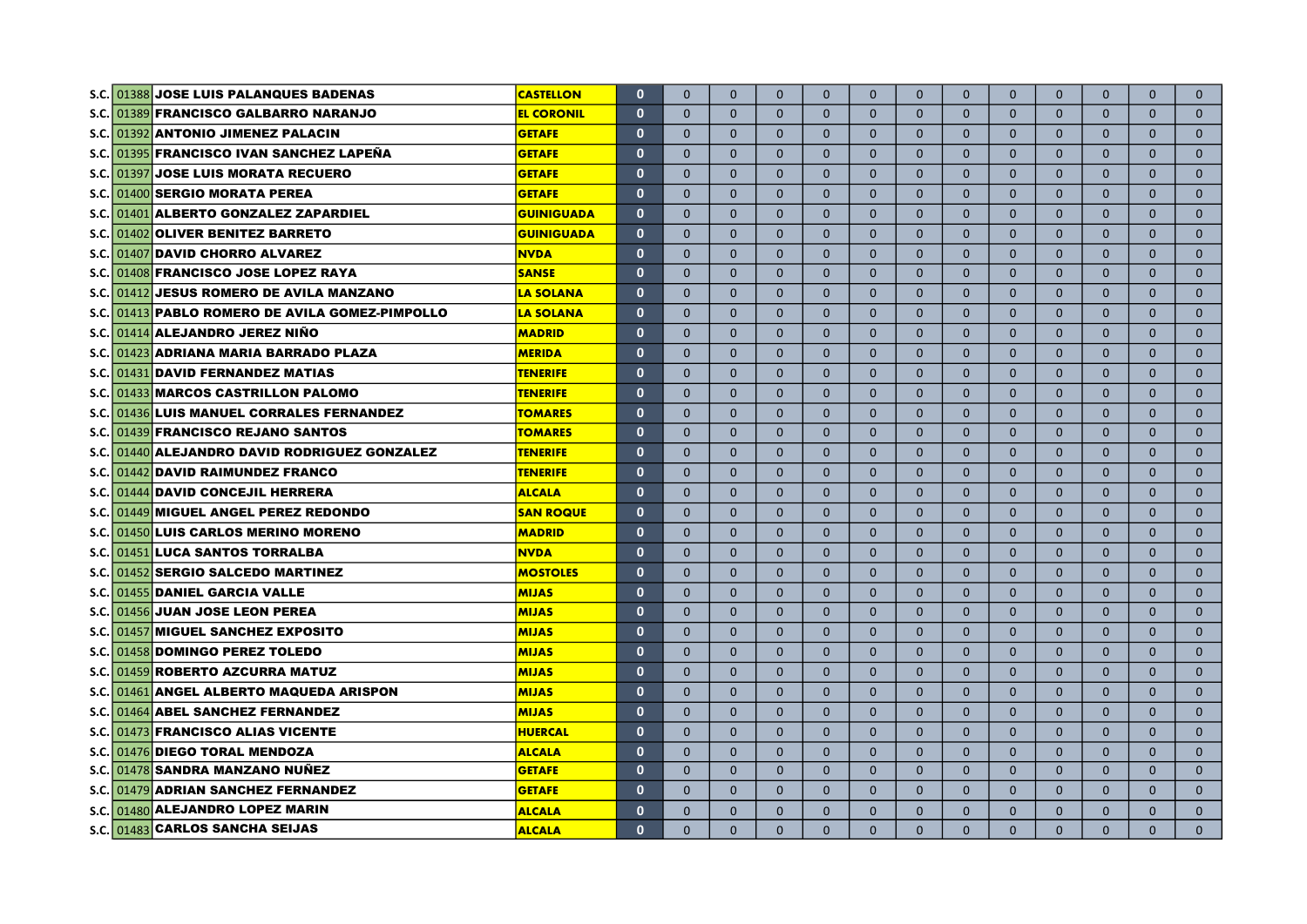| | | | | | | | | | | | | | | | | | |
|---|---|---|---|---|---|---|---|---|---|---|---|---|---|---|---|---|---|
| S.C. | 01388 | JOSE LUIS PALANQUES BADENAS | CASTELLON | 0 | 0 | 0 | 0 | 0 | 0 | 0 | 0 | 0 | 0 | 0 | 0 | 0 |
| S.C. | 01389 | FRANCISCO GALBARRO NARANJO | EL CORONIL | 0 | 0 | 0 | 0 | 0 | 0 | 0 | 0 | 0 | 0 | 0 | 0 | 0 |
| S.C. | 01392 | ANTONIO JIMENEZ PALACIN | GETAFE | 0 | 0 | 0 | 0 | 0 | 0 | 0 | 0 | 0 | 0 | 0 | 0 | 0 |
| S.C. | 01395 | FRANCISCO IVAN SANCHEZ LAPEÑA | GETAFE | 0 | 0 | 0 | 0 | 0 | 0 | 0 | 0 | 0 | 0 | 0 | 0 | 0 |
| S.C. | 01397 | JOSE LUIS MORATA RECUERO | GETAFE | 0 | 0 | 0 | 0 | 0 | 0 | 0 | 0 | 0 | 0 | 0 | 0 | 0 |
| S.C. | 01400 | SERGIO MORATA PEREA | GETAFE | 0 | 0 | 0 | 0 | 0 | 0 | 0 | 0 | 0 | 0 | 0 | 0 | 0 |
| S.C. | 01401 | ALBERTO GONZALEZ ZAPARDIEL | GUINIGUADA | 0 | 0 | 0 | 0 | 0 | 0 | 0 | 0 | 0 | 0 | 0 | 0 | 0 |
| S.C. | 01402 | OLIVER BENITEZ BARRETO | GUINIGUADA | 0 | 0 | 0 | 0 | 0 | 0 | 0 | 0 | 0 | 0 | 0 | 0 | 0 |
| S.C. | 01407 | DAVID CHORRO ALVAREZ | NVDA | 0 | 0 | 0 | 0 | 0 | 0 | 0 | 0 | 0 | 0 | 0 | 0 | 0 |
| S.C. | 01408 | FRANCISCO JOSE LOPEZ RAYA | SANSE | 0 | 0 | 0 | 0 | 0 | 0 | 0 | 0 | 0 | 0 | 0 | 0 | 0 |
| S.C. | 01412 | JESUS ROMERO DE AVILA MANZANO | LA SOLANA | 0 | 0 | 0 | 0 | 0 | 0 | 0 | 0 | 0 | 0 | 0 | 0 | 0 |
| S.C. | 01413 | PABLO ROMERO DE AVILA GOMEZ-PIMPOLLO | LA SOLANA | 0 | 0 | 0 | 0 | 0 | 0 | 0 | 0 | 0 | 0 | 0 | 0 | 0 |
| S.C. | 01414 | ALEJANDRO JEREZ NIÑO | MADRID | 0 | 0 | 0 | 0 | 0 | 0 | 0 | 0 | 0 | 0 | 0 | 0 | 0 |
| S.C. | 01423 | ADRIANA MARIA BARRADO PLAZA | MERIDA | 0 | 0 | 0 | 0 | 0 | 0 | 0 | 0 | 0 | 0 | 0 | 0 | 0 |
| S.C. | 01431 | DAVID FERNANDEZ MATIAS | TENERIFE | 0 | 0 | 0 | 0 | 0 | 0 | 0 | 0 | 0 | 0 | 0 | 0 | 0 |
| S.C. | 01433 | MARCOS CASTRILLON PALOMO | TENERIFE | 0 | 0 | 0 | 0 | 0 | 0 | 0 | 0 | 0 | 0 | 0 | 0 | 0 |
| S.C. | 01436 | LUIS MANUEL CORRALES FERNANDEZ | TOMARES | 0 | 0 | 0 | 0 | 0 | 0 | 0 | 0 | 0 | 0 | 0 | 0 | 0 |
| S.C. | 01439 | FRANCISCO REJANO SANTOS | TOMARES | 0 | 0 | 0 | 0 | 0 | 0 | 0 | 0 | 0 | 0 | 0 | 0 | 0 |
| S.C. | 01440 | ALEJANDRO DAVID RODRIGUEZ GONZALEZ | TENERIFE | 0 | 0 | 0 | 0 | 0 | 0 | 0 | 0 | 0 | 0 | 0 | 0 | 0 |
| S.C. | 01442 | DAVID RAIMUNDEZ FRANCO | TENERIFE | 0 | 0 | 0 | 0 | 0 | 0 | 0 | 0 | 0 | 0 | 0 | 0 | 0 |
| S.C. | 01444 | DAVID CONCEJIL HERRERA | ALCALA | 0 | 0 | 0 | 0 | 0 | 0 | 0 | 0 | 0 | 0 | 0 | 0 | 0 |
| S.C. | 01449 | MIGUEL ANGEL PEREZ REDONDO | SAN ROQUE | 0 | 0 | 0 | 0 | 0 | 0 | 0 | 0 | 0 | 0 | 0 | 0 | 0 |
| S.C. | 01450 | LUIS CARLOS MERINO MORENO | MADRID | 0 | 0 | 0 | 0 | 0 | 0 | 0 | 0 | 0 | 0 | 0 | 0 | 0 |
| S.C. | 01451 | LUCA SANTOS TORRALBA | NVDA | 0 | 0 | 0 | 0 | 0 | 0 | 0 | 0 | 0 | 0 | 0 | 0 | 0 |
| S.C. | 01452 | SERGIO SALCEDO MARTINEZ | MOSTOLES | 0 | 0 | 0 | 0 | 0 | 0 | 0 | 0 | 0 | 0 | 0 | 0 | 0 |
| S.C. | 01455 | DANIEL GARCIA VALLE | MIJAS | 0 | 0 | 0 | 0 | 0 | 0 | 0 | 0 | 0 | 0 | 0 | 0 | 0 |
| S.C. | 01456 | JUAN JOSE LEON PEREA | MIJAS | 0 | 0 | 0 | 0 | 0 | 0 | 0 | 0 | 0 | 0 | 0 | 0 | 0 |
| S.C. | 01457 | MIGUEL SANCHEZ EXPOSITO | MIJAS | 0 | 0 | 0 | 0 | 0 | 0 | 0 | 0 | 0 | 0 | 0 | 0 | 0 |
| S.C. | 01458 | DOMINGO PEREZ TOLEDO | MIJAS | 0 | 0 | 0 | 0 | 0 | 0 | 0 | 0 | 0 | 0 | 0 | 0 | 0 |
| S.C. | 01459 | ROBERTO AZCURRA MATUZ | MIJAS | 0 | 0 | 0 | 0 | 0 | 0 | 0 | 0 | 0 | 0 | 0 | 0 | 0 |
| S.C. | 01461 | ANGEL ALBERTO MAQUEDA ARISPON | MIJAS | 0 | 0 | 0 | 0 | 0 | 0 | 0 | 0 | 0 | 0 | 0 | 0 | 0 |
| S.C. | 01464 | ABEL SANCHEZ FERNANDEZ | MIJAS | 0 | 0 | 0 | 0 | 0 | 0 | 0 | 0 | 0 | 0 | 0 | 0 | 0 |
| S.C. | 01473 | FRANCISCO ALIAS VICENTE | HUERCAL | 0 | 0 | 0 | 0 | 0 | 0 | 0 | 0 | 0 | 0 | 0 | 0 | 0 |
| S.C. | 01476 | DIEGO TORAL MENDOZA | ALCALA | 0 | 0 | 0 | 0 | 0 | 0 | 0 | 0 | 0 | 0 | 0 | 0 | 0 |
| S.C. | 01478 | SANDRA MANZANO NUÑEZ | GETAFE | 0 | 0 | 0 | 0 | 0 | 0 | 0 | 0 | 0 | 0 | 0 | 0 | 0 |
| S.C. | 01479 | ADRIAN SANCHEZ FERNANDEZ | GETAFE | 0 | 0 | 0 | 0 | 0 | 0 | 0 | 0 | 0 | 0 | 0 | 0 | 0 |
| S.C. | 01480 | ALEJANDRO LOPEZ MARIN | ALCALA | 0 | 0 | 0 | 0 | 0 | 0 | 0 | 0 | 0 | 0 | 0 | 0 | 0 |
| S.C. | 01483 | CARLOS SANCHA SEIJAS | ALCALA | 0 | 0 | 0 | 0 | 0 | 0 | 0 | 0 | 0 | 0 | 0 | 0 | 0 |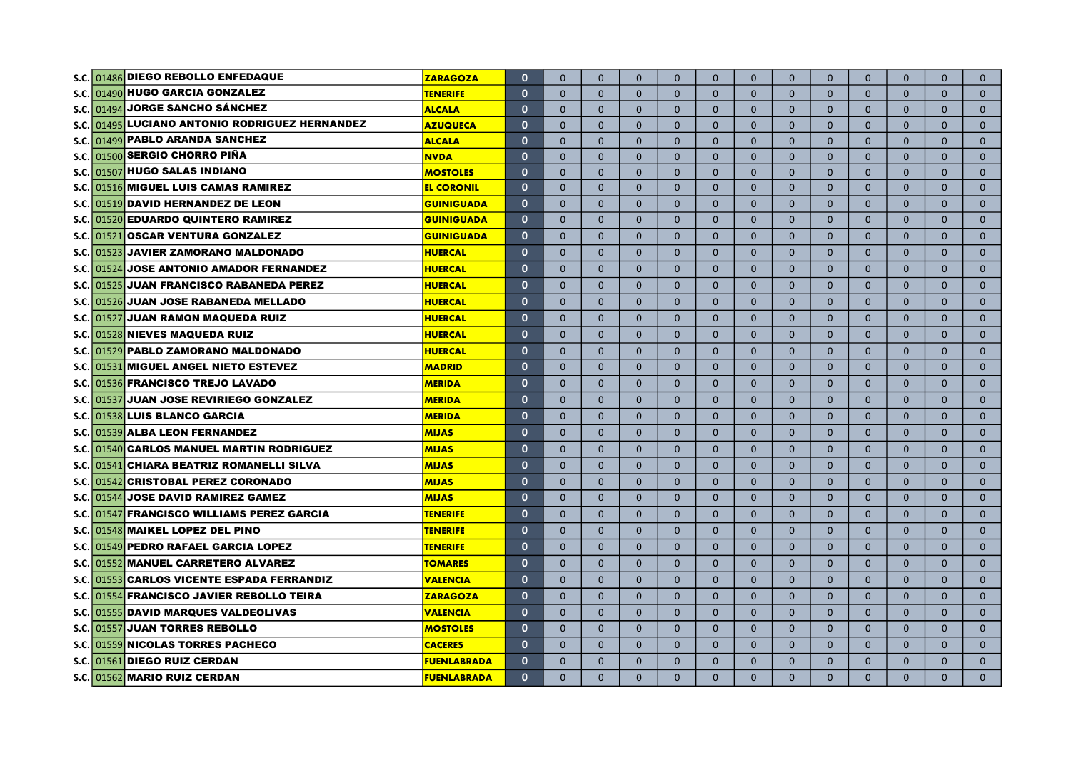| | | | | | | | | | | | | | | | | | |
|---|---|---|---|---|---|---|---|---|---|---|---|---|---|---|---|---|---|
| S.C. | 01486 | DIEGO REBOLLO ENFEDAQUE | ZARAGOZA | 0 | 0 | 0 | 0 | 0 | 0 | 0 | 0 | 0 | 0 | 0 | 0 | 0 |
| S.C. | 01490 | HUGO GARCIA GONZALEZ | TENERIFE | 0 | 0 | 0 | 0 | 0 | 0 | 0 | 0 | 0 | 0 | 0 | 0 | 0 |
| S.C. | 01494 | JORGE SANCHO SÁNCHEZ | ALCALA | 0 | 0 | 0 | 0 | 0 | 0 | 0 | 0 | 0 | 0 | 0 | 0 | 0 |
| S.C. | 01495 | LUCIANO ANTONIO RODRIGUEZ HERNANDEZ | AZUQUECA | 0 | 0 | 0 | 0 | 0 | 0 | 0 | 0 | 0 | 0 | 0 | 0 | 0 |
| S.C. | 01499 | PABLO ARANDA SANCHEZ | ALCALA | 0 | 0 | 0 | 0 | 0 | 0 | 0 | 0 | 0 | 0 | 0 | 0 | 0 |
| S.C. | 01500 | SERGIO CHORRO PIÑA | NVDA | 0 | 0 | 0 | 0 | 0 | 0 | 0 | 0 | 0 | 0 | 0 | 0 | 0 |
| S.C. | 01507 | HUGO SALAS INDIANO | MOSTOLES | 0 | 0 | 0 | 0 | 0 | 0 | 0 | 0 | 0 | 0 | 0 | 0 | 0 |
| S.C. | 01516 | MIGUEL LUIS CAMAS RAMIREZ | EL CORONIL | 0 | 0 | 0 | 0 | 0 | 0 | 0 | 0 | 0 | 0 | 0 | 0 | 0 |
| S.C. | 01519 | DAVID HERNANDEZ DE LEON | GUINIGUADA | 0 | 0 | 0 | 0 | 0 | 0 | 0 | 0 | 0 | 0 | 0 | 0 | 0 |
| S.C. | 01520 | EDUARDO QUINTERO RAMIREZ | GUINIGUADA | 0 | 0 | 0 | 0 | 0 | 0 | 0 | 0 | 0 | 0 | 0 | 0 | 0 |
| S.C. | 01521 | OSCAR VENTURA GONZALEZ | GUINIGUADA | 0 | 0 | 0 | 0 | 0 | 0 | 0 | 0 | 0 | 0 | 0 | 0 | 0 |
| S.C. | 01523 | JAVIER ZAMORANO MALDONADO | HUERCAL | 0 | 0 | 0 | 0 | 0 | 0 | 0 | 0 | 0 | 0 | 0 | 0 | 0 |
| S.C. | 01524 | JOSE ANTONIO AMADOR FERNANDEZ | HUERCAL | 0 | 0 | 0 | 0 | 0 | 0 | 0 | 0 | 0 | 0 | 0 | 0 | 0 |
| S.C. | 01525 | JUAN FRANCISCO RABANEDA PEREZ | HUERCAL | 0 | 0 | 0 | 0 | 0 | 0 | 0 | 0 | 0 | 0 | 0 | 0 | 0 |
| S.C. | 01526 | JUAN JOSE RABANEDA MELLADO | HUERCAL | 0 | 0 | 0 | 0 | 0 | 0 | 0 | 0 | 0 | 0 | 0 | 0 | 0 |
| S.C. | 01527 | JUAN RAMON MAQUEDA RUIZ | HUERCAL | 0 | 0 | 0 | 0 | 0 | 0 | 0 | 0 | 0 | 0 | 0 | 0 | 0 |
| S.C. | 01528 | NIEVES MAQUEDA RUIZ | HUERCAL | 0 | 0 | 0 | 0 | 0 | 0 | 0 | 0 | 0 | 0 | 0 | 0 | 0 |
| S.C. | 01529 | PABLO ZAMORANO MALDONADO | HUERCAL | 0 | 0 | 0 | 0 | 0 | 0 | 0 | 0 | 0 | 0 | 0 | 0 | 0 |
| S.C. | 01531 | MIGUEL ANGEL NIETO ESTEVEZ | MADRID | 0 | 0 | 0 | 0 | 0 | 0 | 0 | 0 | 0 | 0 | 0 | 0 | 0 |
| S.C. | 01536 | FRANCISCO TREJO LAVADO | MERIDA | 0 | 0 | 0 | 0 | 0 | 0 | 0 | 0 | 0 | 0 | 0 | 0 | 0 |
| S.C. | 01537 | JUAN JOSE REVIRIEGO GONZALEZ | MERIDA | 0 | 0 | 0 | 0 | 0 | 0 | 0 | 0 | 0 | 0 | 0 | 0 | 0 |
| S.C. | 01538 | LUIS BLANCO GARCIA | MERIDA | 0 | 0 | 0 | 0 | 0 | 0 | 0 | 0 | 0 | 0 | 0 | 0 | 0 |
| S.C. | 01539 | ALBA LEON FERNANDEZ | MIJAS | 0 | 0 | 0 | 0 | 0 | 0 | 0 | 0 | 0 | 0 | 0 | 0 | 0 |
| S.C. | 01540 | CARLOS MANUEL MARTIN RODRIGUEZ | MIJAS | 0 | 0 | 0 | 0 | 0 | 0 | 0 | 0 | 0 | 0 | 0 | 0 | 0 |
| S.C. | 01541 | CHIARA BEATRIZ ROMANELLI SILVA | MIJAS | 0 | 0 | 0 | 0 | 0 | 0 | 0 | 0 | 0 | 0 | 0 | 0 | 0 |
| S.C. | 01542 | CRISTOBAL PEREZ CORONADO | MIJAS | 0 | 0 | 0 | 0 | 0 | 0 | 0 | 0 | 0 | 0 | 0 | 0 | 0 |
| S.C. | 01544 | JOSE DAVID RAMIREZ GAMEZ | MIJAS | 0 | 0 | 0 | 0 | 0 | 0 | 0 | 0 | 0 | 0 | 0 | 0 | 0 |
| S.C. | 01547 | FRANCISCO WILLIAMS PEREZ GARCIA | TENERIFE | 0 | 0 | 0 | 0 | 0 | 0 | 0 | 0 | 0 | 0 | 0 | 0 | 0 |
| S.C. | 01548 | MAIKEL LOPEZ DEL PINO | TENERIFE | 0 | 0 | 0 | 0 | 0 | 0 | 0 | 0 | 0 | 0 | 0 | 0 | 0 |
| S.C. | 01549 | PEDRO RAFAEL GARCIA LOPEZ | TENERIFE | 0 | 0 | 0 | 0 | 0 | 0 | 0 | 0 | 0 | 0 | 0 | 0 | 0 |
| S.C. | 01552 | MANUEL CARRETERO ALVAREZ | TOMARES | 0 | 0 | 0 | 0 | 0 | 0 | 0 | 0 | 0 | 0 | 0 | 0 | 0 |
| S.C. | 01553 | CARLOS VICENTE ESPADA FERRANDIZ | VALENCIA | 0 | 0 | 0 | 0 | 0 | 0 | 0 | 0 | 0 | 0 | 0 | 0 | 0 |
| S.C. | 01554 | FRANCISCO JAVIER REBOLLO TEIRA | ZARAGOZA | 0 | 0 | 0 | 0 | 0 | 0 | 0 | 0 | 0 | 0 | 0 | 0 | 0 |
| S.C. | 01555 | DAVID MARQUES VALDEOLIVAS | VALENCIA | 0 | 0 | 0 | 0 | 0 | 0 | 0 | 0 | 0 | 0 | 0 | 0 | 0 |
| S.C. | 01557 | JUAN TORRES REBOLLO | MOSTOLES | 0 | 0 | 0 | 0 | 0 | 0 | 0 | 0 | 0 | 0 | 0 | 0 | 0 |
| S.C. | 01559 | NICOLAS TORRES PACHECO | CACERES | 0 | 0 | 0 | 0 | 0 | 0 | 0 | 0 | 0 | 0 | 0 | 0 | 0 |
| S.C. | 01561 | DIEGO RUIZ CERDAN | FUENLABRADA | 0 | 0 | 0 | 0 | 0 | 0 | 0 | 0 | 0 | 0 | 0 | 0 | 0 |
| S.C. | 01562 | MARIO RUIZ CERDAN | FUENLABRADA | 0 | 0 | 0 | 0 | 0 | 0 | 0 | 0 | 0 | 0 | 0 | 0 | 0 |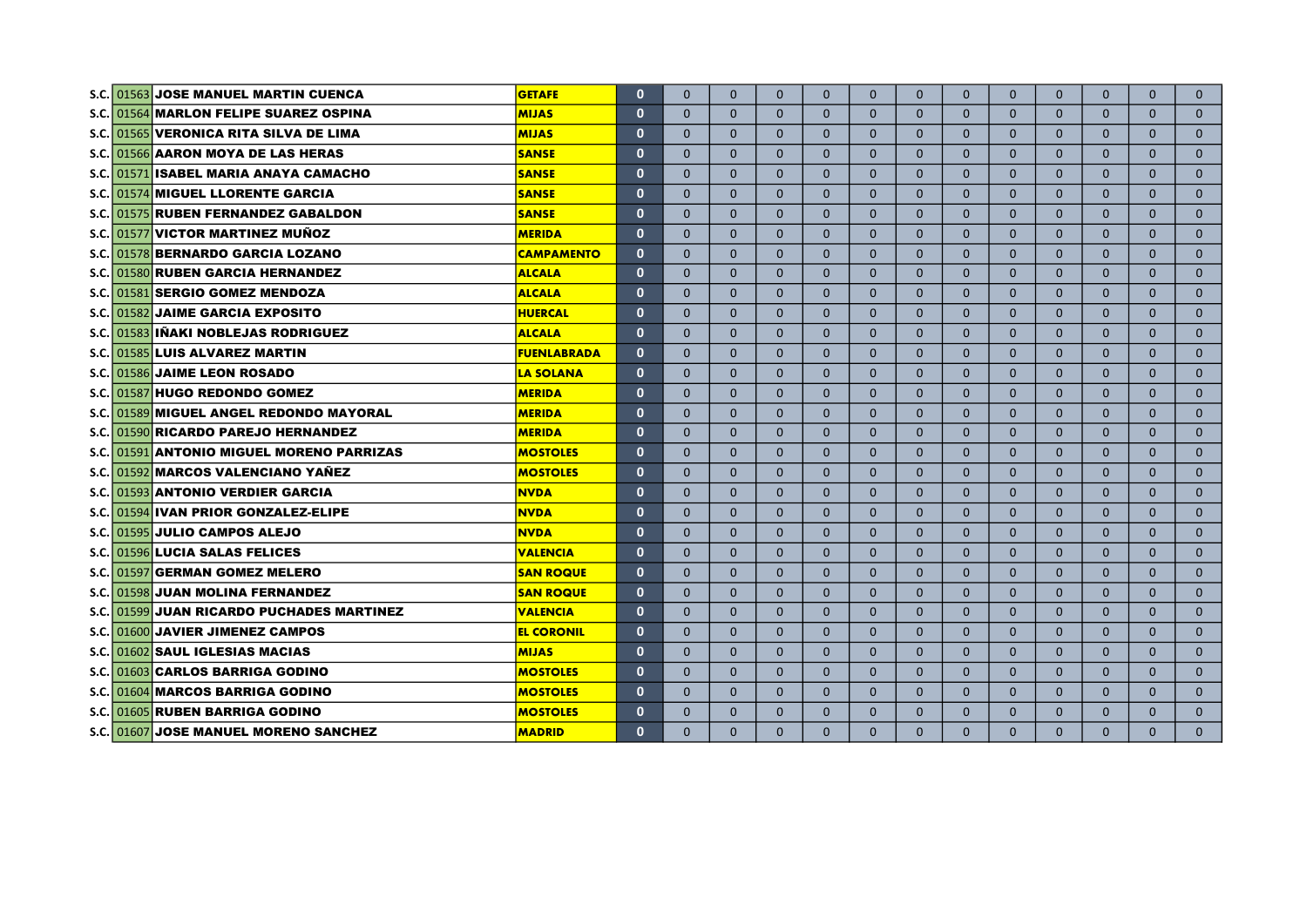| | | | | | | | | | | | | | | | | | |
|---|---|---|---|---|---|---|---|---|---|---|---|---|---|---|---|---|---|
| S.C. | 01563 | **JOSE MANUEL MARTIN CUENCA** | **GETAFE** | **0** | 0 | 0 | 0 | 0 | 0 | 0 | 0 | 0 | 0 | 0 | 0 | 0 |
| S.C. | 01564 | **MARLON FELIPE SUAREZ OSPINA** | **MIJAS** | **0** | 0 | 0 | 0 | 0 | 0 | 0 | 0 | 0 | 0 | 0 | 0 | 0 |
| S.C. | 01565 | **VERONICA RITA SILVA DE LIMA** | **MIJAS** | **0** | 0 | 0 | 0 | 0 | 0 | 0 | 0 | 0 | 0 | 0 | 0 | 0 |
| S.C. | 01566 | **AARON MOYA DE LAS HERAS** | **SANSE** | **0** | 0 | 0 | 0 | 0 | 0 | 0 | 0 | 0 | 0 | 0 | 0 | 0 |
| S.C. | 01571 | **ISABEL MARIA ANAYA CAMACHO** | **SANSE** | **0** | 0 | 0 | 0 | 0 | 0 | 0 | 0 | 0 | 0 | 0 | 0 | 0 |
| S.C. | 01574 | **MIGUEL LLORENTE GARCIA** | **SANSE** | **0** | 0 | 0 | 0 | 0 | 0 | 0 | 0 | 0 | 0 | 0 | 0 | 0 |
| S.C. | 01575 | **RUBEN FERNANDEZ GABALDON** | **SANSE** | **0** | 0 | 0 | 0 | 0 | 0 | 0 | 0 | 0 | 0 | 0 | 0 | 0 |
| S.C. | 01577 | **VICTOR MARTINEZ MUÑOZ** | **MERIDA** | **0** | 0 | 0 | 0 | 0 | 0 | 0 | 0 | 0 | 0 | 0 | 0 | 0 |
| S.C. | 01578 | **BERNARDO GARCIA LOZANO** | **CAMPAMENTO** | **0** | 0 | 0 | 0 | 0 | 0 | 0 | 0 | 0 | 0 | 0 | 0 | 0 |
| S.C. | 01580 | **RUBEN GARCIA HERNANDEZ** | **ALCALA** | **0** | 0 | 0 | 0 | 0 | 0 | 0 | 0 | 0 | 0 | 0 | 0 | 0 |
| S.C. | 01581 | **SERGIO GOMEZ MENDOZA** | **ALCALA** | **0** | 0 | 0 | 0 | 0 | 0 | 0 | 0 | 0 | 0 | 0 | 0 | 0 |
| S.C. | 01582 | **JAIME GARCIA EXPOSITO** | **HUERCAL** | **0** | 0 | 0 | 0 | 0 | 0 | 0 | 0 | 0 | 0 | 0 | 0 | 0 |
| S.C. | 01583 | **IÑAKI NOBLEJAS RODRIGUEZ** | **ALCALA** | **0** | 0 | 0 | 0 | 0 | 0 | 0 | 0 | 0 | 0 | 0 | 0 | 0 |
| S.C. | 01585 | **LUIS ALVAREZ MARTIN** | **FUENLABRADA** | **0** | 0 | 0 | 0 | 0 | 0 | 0 | 0 | 0 | 0 | 0 | 0 | 0 |
| S.C. | 01586 | **JAIME LEON ROSADO** | **LA SOLANA** | **0** | 0 | 0 | 0 | 0 | 0 | 0 | 0 | 0 | 0 | 0 | 0 | 0 |
| S.C. | 01587 | **HUGO REDONDO GOMEZ** | **MERIDA** | **0** | 0 | 0 | 0 | 0 | 0 | 0 | 0 | 0 | 0 | 0 | 0 | 0 |
| S.C. | 01589 | **MIGUEL ANGEL REDONDO MAYORAL** | **MERIDA** | **0** | 0 | 0 | 0 | 0 | 0 | 0 | 0 | 0 | 0 | 0 | 0 | 0 |
| S.C. | 01590 | **RICARDO PAREJO HERNANDEZ** | **MERIDA** | **0** | 0 | 0 | 0 | 0 | 0 | 0 | 0 | 0 | 0 | 0 | 0 | 0 |
| S.C. | 01591 | **ANTONIO MIGUEL MORENO PARRIZAS** | **MOSTOLES** | **0** | 0 | 0 | 0 | 0 | 0 | 0 | 0 | 0 | 0 | 0 | 0 | 0 |
| S.C. | 01592 | **MARCOS VALENCIANO YAÑEZ** | **MOSTOLES** | **0** | 0 | 0 | 0 | 0 | 0 | 0 | 0 | 0 | 0 | 0 | 0 | 0 |
| S.C. | 01593 | **ANTONIO VERDIER GARCIA** | **NVDA** | **0** | 0 | 0 | 0 | 0 | 0 | 0 | 0 | 0 | 0 | 0 | 0 | 0 |
| S.C. | 01594 | **IVAN PRIOR GONZALEZ-ELIPE** | **NVDA** | **0** | 0 | 0 | 0 | 0 | 0 | 0 | 0 | 0 | 0 | 0 | 0 | 0 |
| S.C. | 01595 | **JULIO CAMPOS ALEJO** | **NVDA** | **0** | 0 | 0 | 0 | 0 | 0 | 0 | 0 | 0 | 0 | 0 | 0 | 0 |
| S.C. | 01596 | **LUCIA SALAS FELICES** | **VALENCIA** | **0** | 0 | 0 | 0 | 0 | 0 | 0 | 0 | 0 | 0 | 0 | 0 | 0 |
| S.C. | 01597 | **GERMAN GOMEZ MELERO** | **SAN ROQUE** | **0** | 0 | 0 | 0 | 0 | 0 | 0 | 0 | 0 | 0 | 0 | 0 | 0 |
| S.C. | 01598 | **JUAN MOLINA FERNANDEZ** | **SAN ROQUE** | **0** | 0 | 0 | 0 | 0 | 0 | 0 | 0 | 0 | 0 | 0 | 0 | 0 |
| S.C. | 01599 | **JUAN RICARDO PUCHADES MARTINEZ** | **VALENCIA** | **0** | 0 | 0 | 0 | 0 | 0 | 0 | 0 | 0 | 0 | 0 | 0 | 0 |
| S.C. | 01600 | **JAVIER JIMENEZ CAMPOS** | **EL CORONIL** | **0** | 0 | 0 | 0 | 0 | 0 | 0 | 0 | 0 | 0 | 0 | 0 | 0 |
| S.C. | 01602 | **SAUL IGLESIAS MACIAS** | **MIJAS** | **0** | 0 | 0 | 0 | 0 | 0 | 0 | 0 | 0 | 0 | 0 | 0 | 0 |
| S.C. | 01603 | **CARLOS BARRIGA GODINO** | **MOSTOLES** | **0** | 0 | 0 | 0 | 0 | 0 | 0 | 0 | 0 | 0 | 0 | 0 | 0 |
| S.C. | 01604 | **MARCOS BARRIGA GODINO** | **MOSTOLES** | **0** | 0 | 0 | 0 | 0 | 0 | 0 | 0 | 0 | 0 | 0 | 0 | 0 |
| S.C. | 01605 | **RUBEN BARRIGA GODINO** | **MOSTOLES** | **0** | 0 | 0 | 0 | 0 | 0 | 0 | 0 | 0 | 0 | 0 | 0 | 0 |
| S.C. | 01607 | **JOSE MANUEL MORENO SANCHEZ** | **MADRID** | **0** | 0 | 0 | 0 | 0 | 0 | 0 | 0 | 0 | 0 | 0 | 0 | 0 |